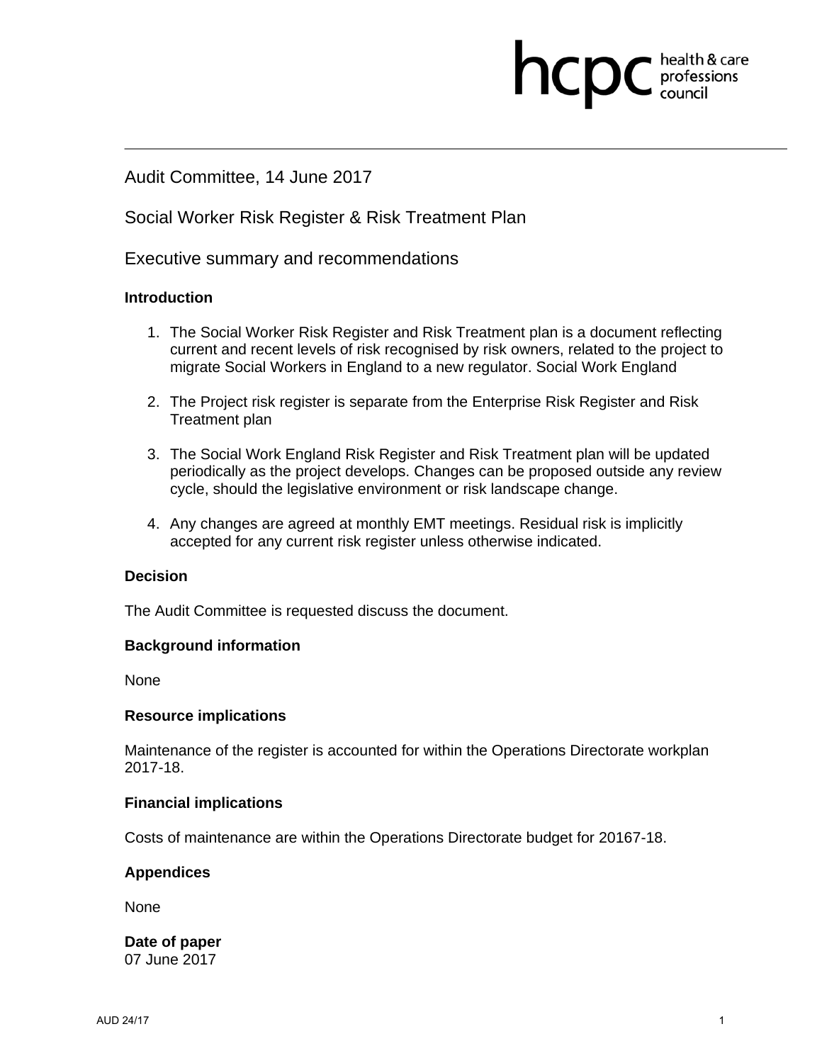Audit Committee, 14 June 2017

# Social Worker Risk Register & Risk Treatment Plan

## Executive summary and recommendations

### Introduction

1. The Social Worker Risk Register and Risk Treatment plan is a document reflecting current and recent levels of risk recognised by risk owners, related to the project to migrate Social Workers in England to a new regulator. Social Work England

2. The Project risk register is separate from the Enterprise Risk Register and Risk Treatment plan

3. The Social Work England Risk Register and Risk Treatment plan will be updated periodically as the project develops. Changes can be proposed outside any review cycle, should the legislative environment or risk landscape change.

4. Any changes are agreed at monthly EMT meetings. Residual risk is implicitly accepted for any current risk register unless otherwise indicated.

### Decision

The Audit Committee is requested discuss the document.

### Background information

None

### Resource implications

Maintenance of the register is accounted for within the Operations Directorate workplan 2017-18.

### Financial implications

Costs of maintenance are within the Operations Directorate budget for 20167-18.

### Appendices

None

**Date of paper**
07 June 2017

AUD 24/17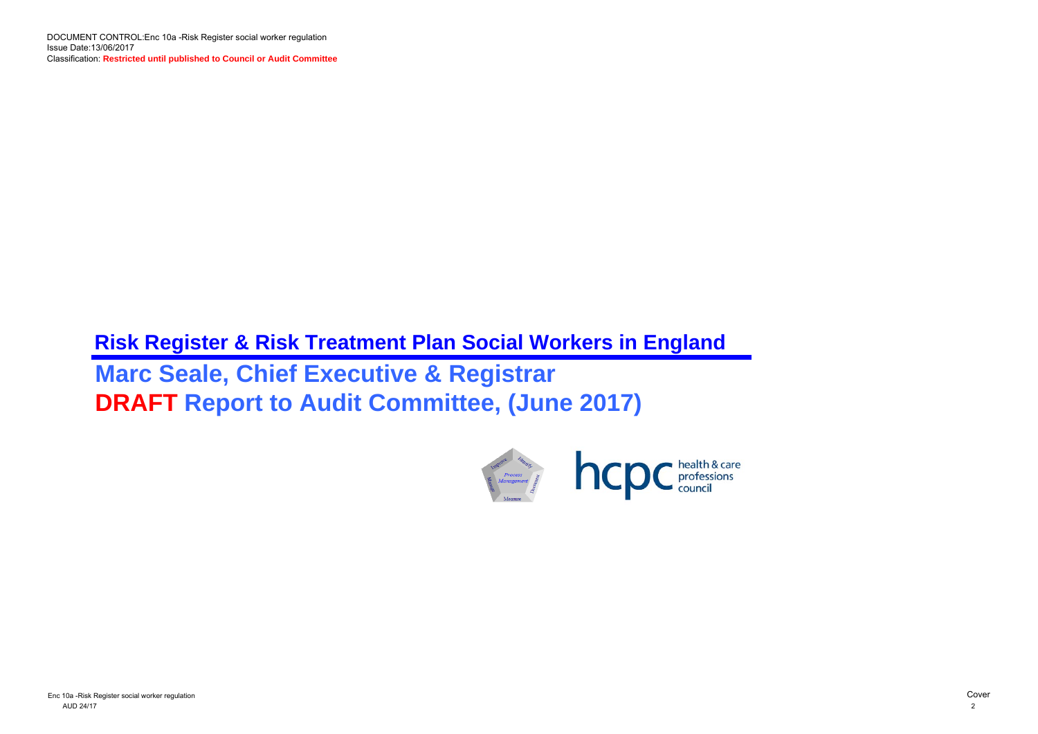DOCUMENT CONTROL:Enc 10a -Risk Register social worker regulation
Issue Date:13/06/2017
Classification: **Restricted until published to Council or Audit Committee**

# Risk Register & Risk Treatment Plan Social Workers in England

## Marc Seale, Chief Executive & Registrar

## DRAFT Report to Audit Committee, (June 2017)

Enc 10a -Risk Register social worker regulation
AUD 24/17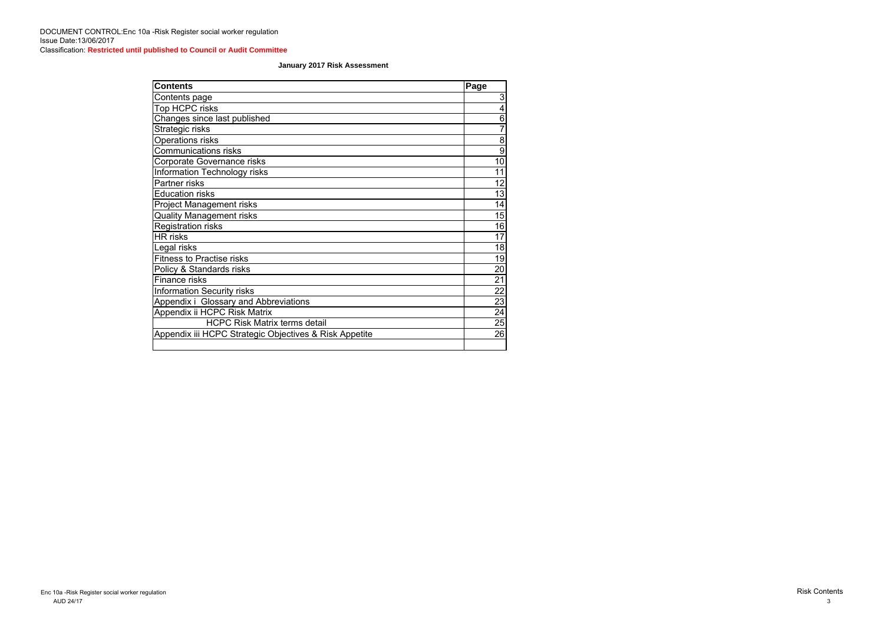DOCUMENT CONTROL:Enc 10a -Risk Register social worker regulation
Issue Date:13/06/2017
Classification: **Restricted until published to Council or Audit Committee**

**January 2017 Risk Assessment**

| Contents | Page |
|---|---|
| Contents page | 3 |
| Top HCPC risks | 4 |
| Changes since last published | 6 |
| Strategic risks | 7 |
| Operations risks | 8 |
| Communications risks | 9 |
| Corporate Governance risks | 10 |
| Information Technology risks | 11 |
| Partner risks | 12 |
| Education risks | 13 |
| Project Management risks | 14 |
| Quality Management risks | 15 |
| Registration risks | 16 |
| HR risks | 17 |
| Legal risks | 18 |
| Fitness to Practise risks | 19 |
| Policy & Standards risks | 20 |
| Finance risks | 21 |
| Information Security risks | 22 |
| Appendix i Glossary and Abbreviations | 23 |
| Appendix ii HCPC Risk Matrix | 24 |
| HCPC Risk Matrix terms detail | 25 |
| Appendix iii HCPC Strategic Objectives & Risk Appetite | 26 |
| | |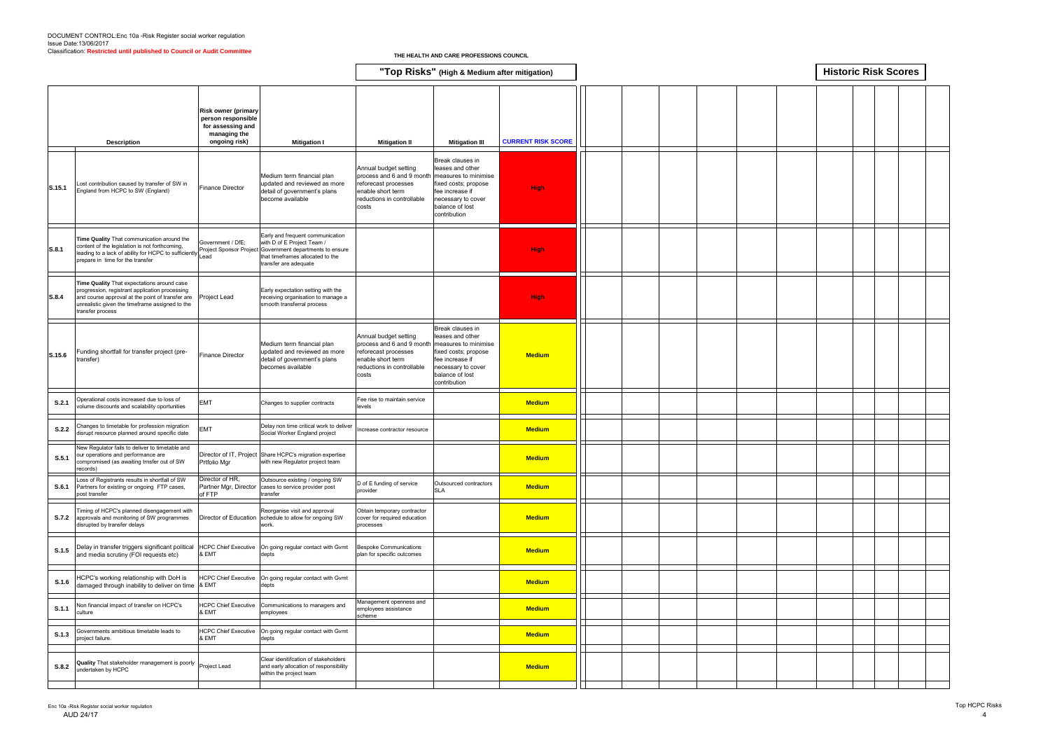DOCUMENT CONTROL:Enc 10a -Risk Register social worker regulation
Issue Date:13/06/2017
Classification: **Restricted until published to Council or Audit Committee**

**THE HEALTH AND CARE PROFESSIONS COUNCIL**

## "Top Risks" (High & Medium after mitigation)

## Historic Risk Scores

| | Description | Risk owner (primary person responsible for assessing and managing the ongoing risk) | Mitigation I | Mitigation II | Mitigation III | CURRENT RISK SCORE |
|---|---|---|---|---|---|---|
| S.15.1 | Lost contribution caused by transfer of SW in England from HCPC to SW (England) | Finance Director | Medium term financial plan updated and reviewed as more detail of government's plans become available | Annual budget setting process and 6 and 9 month reforecast processes enable short term reductions in controllable costs | Break clauses in leases and other measures to minimise fixed costs; propose fee increase if necessary to cover balance of lost contribution | High |
| S.8.1 | **Time Quality** That communication around the content of the legislation is not forthcoming, leading to a lack of ability for HCPC to sufficiently prepare in time for the transfer | Government / DfE; Project Sponsor Project Lead | Early and frequent communication with D of E Project Team / Government departments to ensure that timeframes allocated to the transfer are adequate | | | High |
| S.8.4 | **Time Quality** That expectations around case progression, registrant application processing and course approval at the point of transfer are unrealistic given the timeframe assigned to the transfer process | Project Lead | Early expectation setting with the receiving organisation to manage a smooth transferral process | | | High |
| S.15.6 | Funding shortfall for transfer project (pre-transfer) | Finance Director | Medium term financial plan updated and reviewed as more detail of government's plans becomes available | Annual budget setting process and 6 and 9 month reforecast processes enable short term reductions in controllable costs | Break clauses in leases and other measures to minimise fixed costs; propose fee increase if necessary to cover balance of lost contribution | Medium |
| S.2.1 | Operational costs increased due to loss of volume discounts and scalability oportunities | EMT | Changes to supplier contracts | Fee rise to maintain service levels | | Medium |
| S.2.2 | Changes to timetable for profession migration disrupt resource planned around specific date | EMT | Delay non time critical work to deliver Social Worker England project | Increase contractor resource | | Medium |
| S.5.1 | New Regulator fails to deliver to timetable and our operations and performance are compromised (as awaiting trnsfer out of SW records) | Director of IT, Project Prtfolio Mgr | Share HCPC's migration expertise with new Regulator project team | | | Medium |
| S.6.1 | Loss of Registrants results in shortfall of SW Partners for existing or ongoing FTP cases, post transfer | Director of HR, Partner Mgr, Director of FTP | Outsource existing / ongoing SW cases to service provider post transfer | D of E funding of service provider | Outsourced contractors SLA | Medium |
| S.7.2 | Timing of HCPC's planned disengagement with approvals and monitoring of SW programmes disrupted by transfer delays | Director of Education | Reorganise visit and approval schedule to allow for ongoing SW work. | Obtain temporary contractor cover for required education processes | | Medium |
| S.1.5 | Delay in transfer triggers significant political and media scrutiny (FOI requests etc) | HCPC Chief Executive & EMT | On going regular contact with Gvmt depts | Bespoke Communications plan for specific outcomes | | Medium |
| S.1.6 | HCPC's working relationship with DoH is damaged through inability to deliver on time | HCPC Chief Executive & EMT | On going regular contact with Gvmt depts | | | Medium |
| S.1.1 | Non financial impact of transfer on HCPC's culture | HCPC Chief Executive & EMT | Communications to managers and employees | Management openness and employees assistance scheme | | Medium |
| S.1.3 | Governments ambitious timetable leads to project failure. | HCPC Chief Executive & EMT | On going regular contact with Gvmt depts | | | Medium |
| S.8.2 | **Quality** That stakeholder management is poorly undertaken by HCPC | Project Lead | Clear idenitifcation of stakeholders and early allocation of responsibility within the project team | | | Medium |

Enc 10a -Risk Register social worker regulation
AUD 24/17

Top HCPC Risks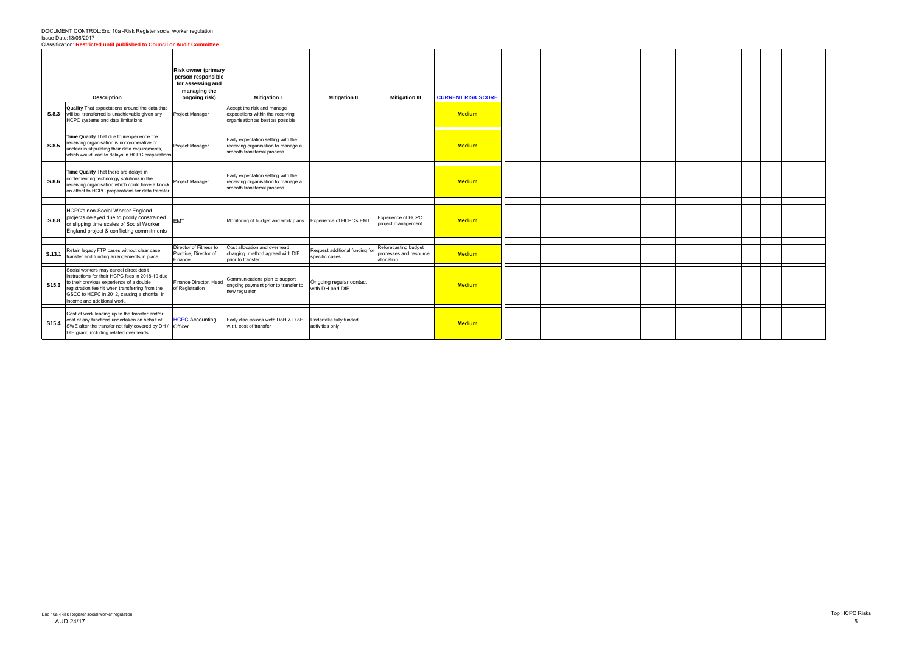DOCUMENT CONTROL:Enc 10a -Risk Register social worker regulation
Issue Date:13/06/2017
Classification: **Restricted until published to Council or Audit Committee**

| | Description | Risk owner (primary person responsible for assessing and managing the ongoing risk) | Mitigation I | Mitigation II | Mitigation III | CURRENT RISK SCORE |
|---|---|---|---|---|---|---|
| S.8.3 | **Quality** That expectations around the data that will be transferred is unachievable given any HCPC systems and data limitations | Project Manager | Accept the risk and manage expecations within the receiving organisation as best as possible | | | **Medium** |
| S.8.5 | **Time Quality** That due to inexperience the receiving organisation is unco-operative or unclear in stipulating their data requirements, which would lead to delays in HCPC preparations | Project Manager | Early expectation setting with the receiving organisation to manage a smooth transferral process | | | **Medium** |
| S.8.6 | **Time Quality** That there are delays in implementing technology solutions in the receiving organisation which could have a knock on effect to HCPC preparations for data transfer | Project Manager | Early expectation setting with the receiving organisation to manage a smooth transferral process | | | **Medium** |
| S.8.8 | HCPC's non-Social Worker England projects delayed due to poorly constrained or slipping time scales of Social Worker England project & conflicting commitments | EMT | Monitoring of budget and work plans | Experience of HCPC's EMT | Experience of HCPC project management | **Medium** |
| S.13.1 | Retain legacy FTP cases without clear case transfer and funding arrangements in place | Director of Fitness to Practice, Director of Finance | Cost allocation and overhead charging method agreed with DfE prior to transfer | Request additional funding for specific cases | Reforecasting budget processes and resource allocation | **Medium** |
| S15.3 | Social workers may cancel direct debit instructions for their HCPC fees in 2018-19 due to their previous experience of a double registration fee hit when transferring from the GSCC to HCPC in 2012, causing a shortfall in income and additional work. | Finance Director, Head of Registration | Communications plan to support ongoing payment prior to transfer to new regulator | Ongoing regular contact with DH and DfE | | **Medium** |
| S15.4 | Cost of work leading up to the transfer and/or cost of any functions undertaken on behalf of SWE after the transfer not fully covered by DH / DfE grant, including related overheads | HCPC Accounting Officer | Early discussions woth DoH & D oE w.r.t. cost of transfer | Undertake fully funded activities only | | **Medium** |

Enc 10a -Risk Register social worker regulation
AUD 24/17

Top HCPC Risks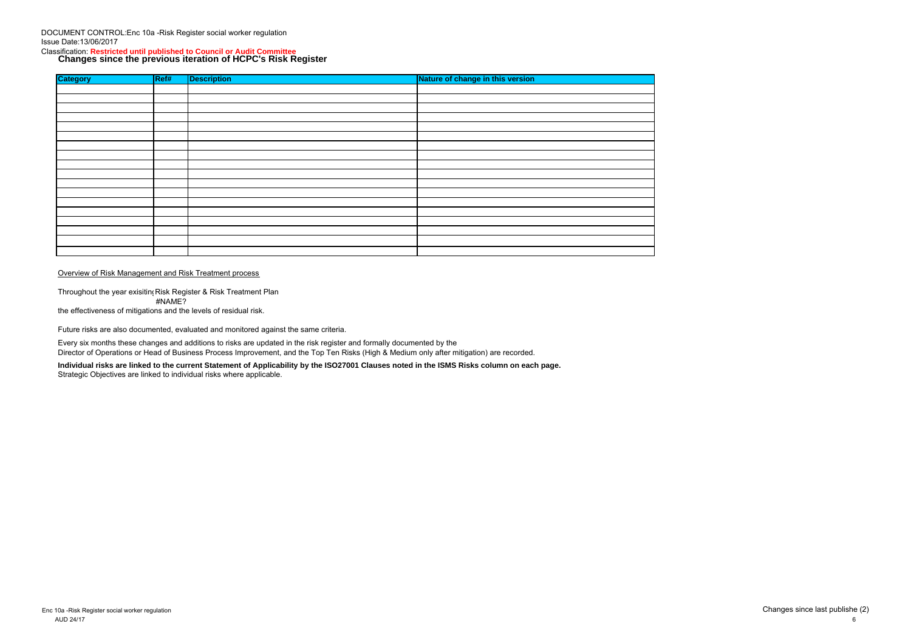DOCUMENT CONTROL:Enc 10a -Risk Register social worker regulation
Issue Date:13/06/2017
Classification: **Restricted until published to Council or Audit Committee**

## Changes since the previous iteration of HCPC's Risk Register

| Category | Ref# | Description | Nature of change in this version |
|---|---|---|---|
| | | | |
| | | | |
| | | | |
| | | | |
| | | | |
| | | | |
| | | | |
| | | | |
| | | | |
| | | | |
| | | | |
| | | | |
| | | | |
| | | | |
| | | | |
| | | | |
| | | | |
| | | | |

Overview of Risk Management and Risk Treatment process

Throughout the year exisiting Risk Register & Risk Treatment Plan
#NAME?
the effectiveness of mitigations and the levels of residual risk.

Future risks are also documented, evaluated and monitored against the same criteria.

Every six months these changes and additions to risks are updated in the risk register and formally documented by the
Director of Operations or Head of Business Process Improvement, and the Top Ten Risks (High & Medium only after mitigation) are recorded.

**Individual risks are linked to the current Statement of Applicability by the ISO27001 Clauses noted in the ISMS Risks column on each page.**
Strategic Objectives are linked to individual risks where applicable.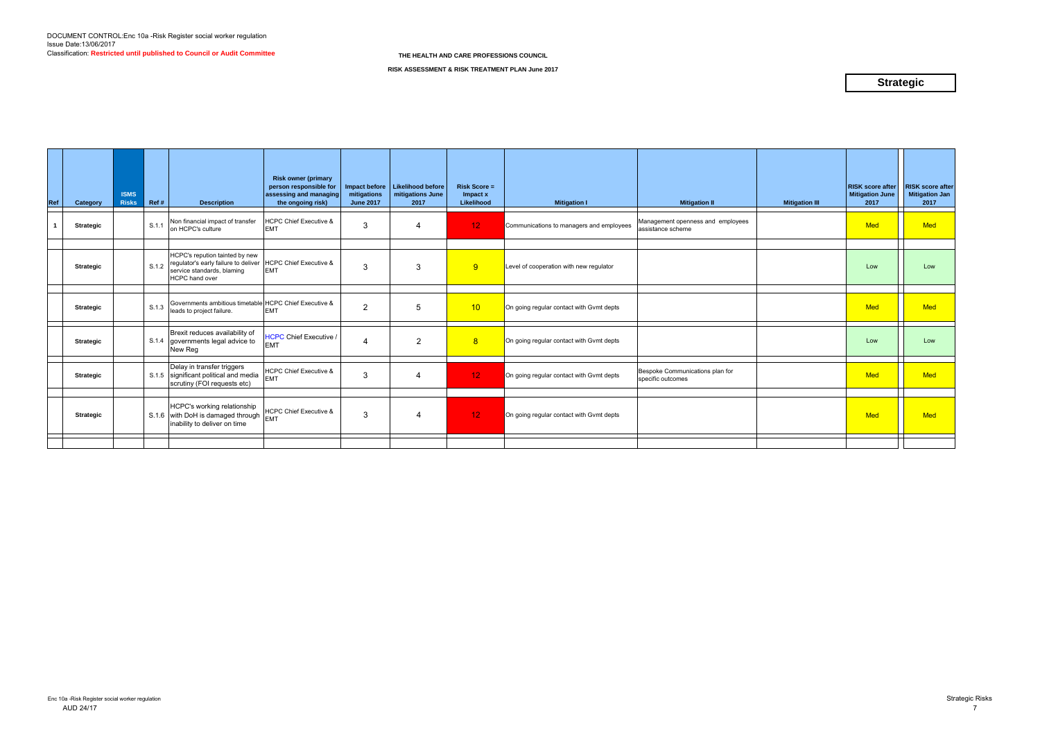DOCUMENT CONTROL:Enc 10a -Risk Register social worker regulation
Issue Date:13/06/2017
Classification: **Restricted until published to Council or Audit Committee**

**THE HEALTH AND CARE PROFESSIONS COUNCIL**

**RISK ASSESSMENT & RISK TREATMENT PLAN June 2017**

# Strategic

| Ref | Category | ISMS Risks | Ref # | Description | Risk owner (primary person responsible for assessing and managing the ongoing risk) | Impact before mitigations June 2017 | Likelihood before mitigations June 2017 | Risk Score = Impact x Likelihood | Mitigation I | Mitigation II | Mitigation III | RISK score after Mitigation June 2017 | RISK score after Mitigation Jan 2017 |
|---|---|---|---|---|---|---|---|---|---|---|---|---|---|
| 1 | Strategic | | S.1.1 | Non financial impact of transfer on HCPC's culture | HCPC Chief Executive & EMT | 3 | 4 | 12 | Communications to managers and employees | Management openness and employees assistance scheme | | Med | Med |
| | Strategic | | S.1.2 | HCPC's repution tainted by new regulator's early failure to deliver service standards, blaming HCPC hand over | HCPC Chief Executive & EMT | 3 | 3 | 9 | Level of cooperation with new regulator | | | Low | Low |
| | Strategic | | S.1.3 | Governments ambitious timetable leads to project failure. | HCPC Chief Executive & EMT | 2 | 5 | 10 | On going regular contact with Gvmt depts | | | Med | Med |
| | Strategic | | S.1.4 | Brexit reduces availability of governments legal advice to New Reg | HCPC Chief Executive / EMT | 4 | 2 | 8 | On going regular contact with Gvmt depts | | | Low | Low |
| | Strategic | | S.1.5 | Delay in transfer triggers significant political and media scrutiny (FOI requests etc) | HCPC Chief Executive & EMT | 3 | 4 | 12 | On going regular contact with Gvmt depts | Bespoke Communications plan for specific outcomes | | Med | Med |
| | Strategic | | S.1.6 | HCPC's working relationship with DoH is damaged through inability to deliver on time | HCPC Chief Executive & EMT | 3 | 4 | 12 | On going regular contact with Gvmt depts | | | Med | Med |

Enc 10a -Risk Register social worker regulation
AUD 24/17

Strategic Risks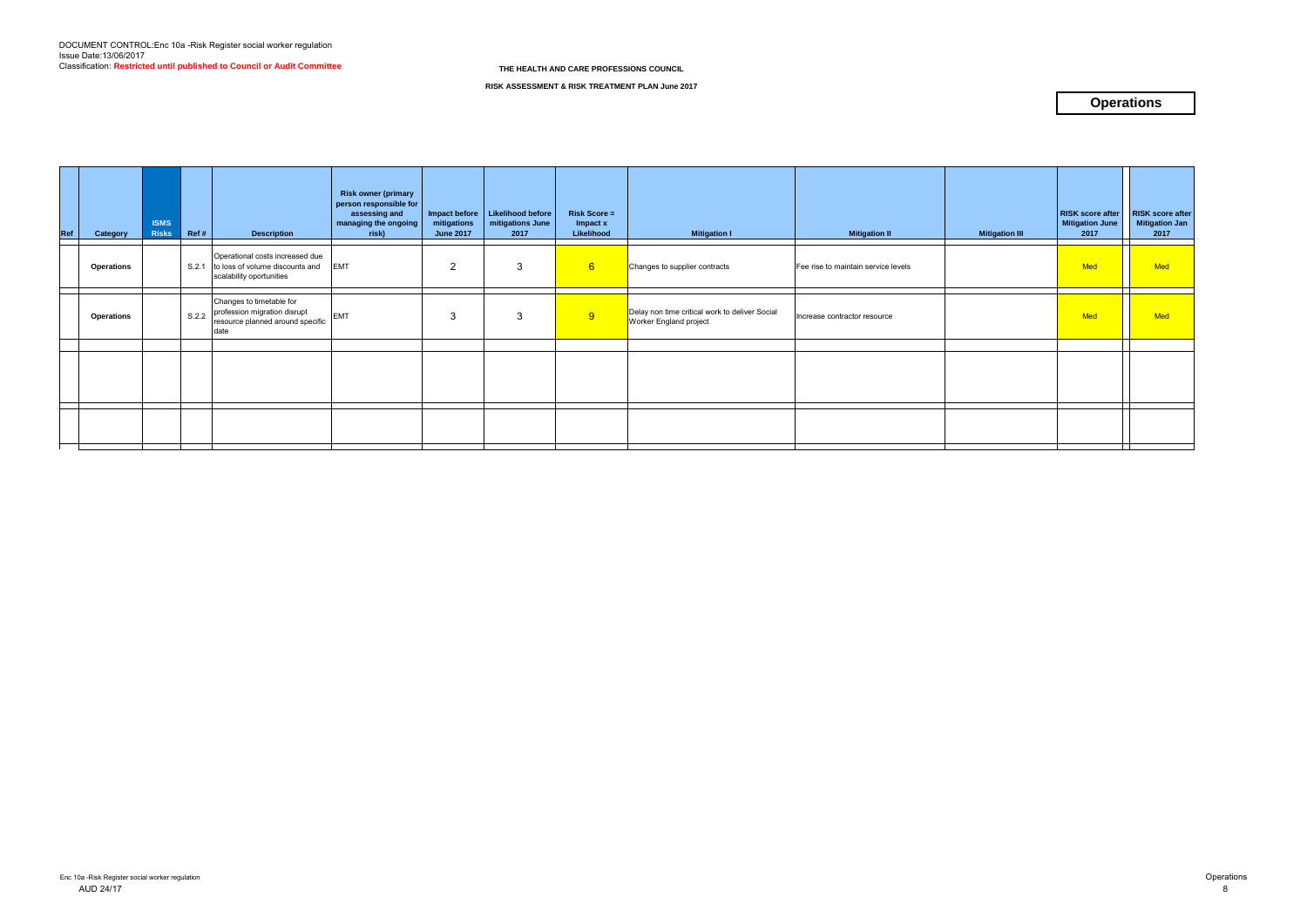DOCUMENT CONTROL:Enc 10a -Risk Register social worker regulation
Issue Date:13/06/2017
Classification: **Restricted until published to Council or Audit Committee**

**THE HEALTH AND CARE PROFESSIONS COUNCIL**

**RISK ASSESSMENT & RISK TREATMENT PLAN June 2017**

# Operations

| Ref | Category | ISMS Risks | Ref # | Description | Risk owner (primary person responsible for assessing and managing the ongoing risk) | Impact before mitigations June 2017 | Likelihood before mitigations June 2017 | Risk Score = Impact x Likelihood | Mitigation I | Mitigation II | Mitigation III | RISK score after Mitigation June 2017 | RISK score after Mitigation Jan 2017 |
|---|---|---|---|---|---|---|---|---|---|---|---|---|---|
| | **Operations** | | S.2.1 | Operational costs increased due to loss of volume discounts and scalability oportunities | EMT | 2 | 3 | 6 | Changes to supplier contracts | Fee rise to maintain service levels | | Med | Med |
| | **Operations** | | S.2.2 | Changes to timetable for profession migration disrupt resource planned around specific date | EMT | 3 | 3 | 9 | Delay non time critical work to deliver Social Worker England project | Increase contractor resource | | Med | Med |
| | | | | | | | | | | | | | |
| | | | | | | | | | | | | | |

Enc 10a -Risk Register social worker regulation
AUD 24/17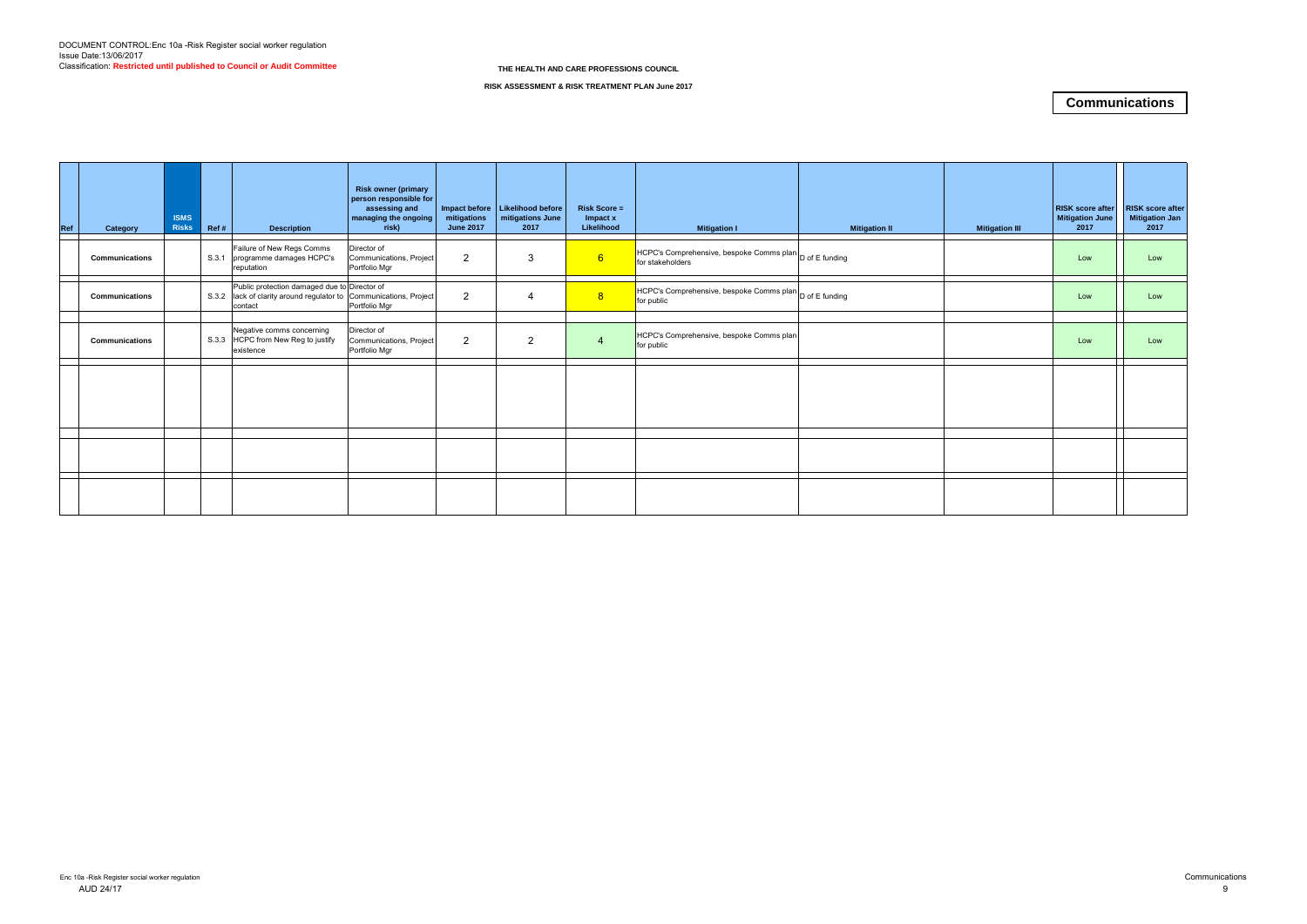DOCUMENT CONTROL:Enc 10a -Risk Register social worker regulation
Issue Date:13/06/2017
Classification: **Restricted until published to Council or Audit Committee**

**THE HEALTH AND CARE PROFESSIONS COUNCIL**

**RISK ASSESSMENT & RISK TREATMENT PLAN June 2017**

## Communications

| Ref | Category | ISMS Risks | Ref # | Description | Risk owner (primary person responsible for assessing and managing the ongoing risk) | Impact before mitigations June 2017 | Likelihood before mitigations June 2017 | Risk Score = Impact x Likelihood | Mitigation I | Mitigation II | Mitigation III | RISK score after Mitigation June 2017 | RISK score after Mitigation Jan 2017 |
|---|---|---|---|---|---|---|---|---|---|---|---|---|---|
| | **Communications** | | S.3.1 | Failure of New Regs Comms programme damages HCPC's reputation | Director of Communications, Project Portfolio Mgr | 2 | 3 | 6 | HCPC's Comprehensive, bespoke Comms plan for stakeholders | D of E funding | | Low | Low |
| | **Communications** | | S.3.2 | Public protection damaged due to lack of clarity around regulator to contact | Director of Communications, Project Portfolio Mgr | 2 | 4 | 8 | HCPC's Comprehensive, bespoke Comms plan for public | D of E funding | | Low | Low |
| | **Communications** | | S.3.3 | Negative comms concerning HCPC from New Reg to justify existence | Director of Communications, Project Portfolio Mgr | 2 | 2 | 4 | HCPC's Comprehensive, bespoke Comms plan for public | | | Low | Low |
| | | | | | | | | | | | | | |
| | | | | | | | | | | | | | |
| | | | | | | | | | | | | | |

Enc 10a -Risk Register social worker regulation
AUD 24/17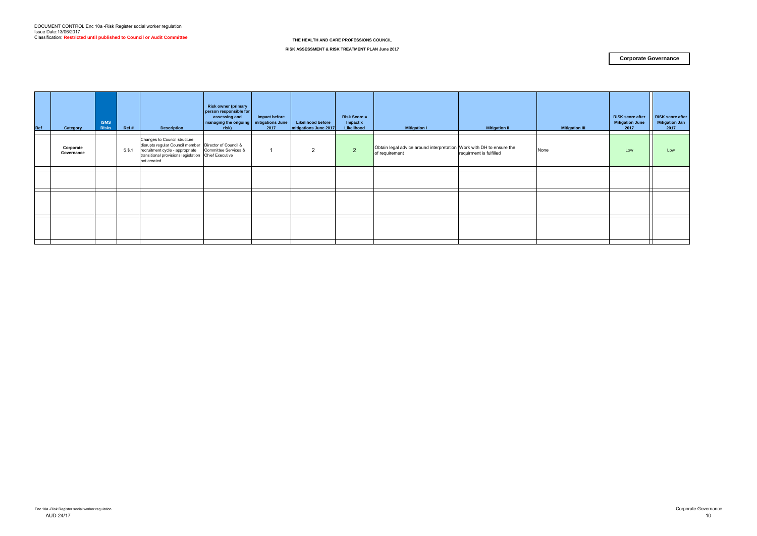DOCUMENT CONTROL:Enc 10a -Risk Register social worker regulation
Issue Date:13/06/2017
Classification: **Restricted until published to Council or Audit Committee**

**THE HEALTH AND CARE PROFESSIONS COUNCIL**

**RISK ASSESSMENT & RISK TREATMENT PLAN June 2017**

**Corporate Governance**

| Ref | Category | ISMS Risks | Ref # | Description | Risk owner (primary person responsible for assessing and managing the ongoing risk) | Impact before mitigations June 2017 | Likelihood before mitigations June 2017 | Risk Score = Impact x Likelihood | Mitigation I | Mitigation II | Mitigation III | RISK score after Mitigation June 2017 | RISK score after Mitigation Jan 2017 |
|---|---|---|---|---|---|---|---|---|---|---|---|---|---|
| | Corporate Governance | | S.S.1 | Changes to Council structure disrupts regular Council member recruitment cycle - appropriate transitional provisions legislation not created | Director of Council & Committee Services & Chief Executive | 1 | 2 | 2 | Obtain legal advice around interpretation of requirement | Work with DH to ensure the requirment is fulfilled | None | Low | Low |
| | | | | | | | | | | | | | |
| | | | | | | | | | | | | | |
| | | | | | | | | | | | | | |

Enc 10a -Risk Register social worker regulation
AUD 24/17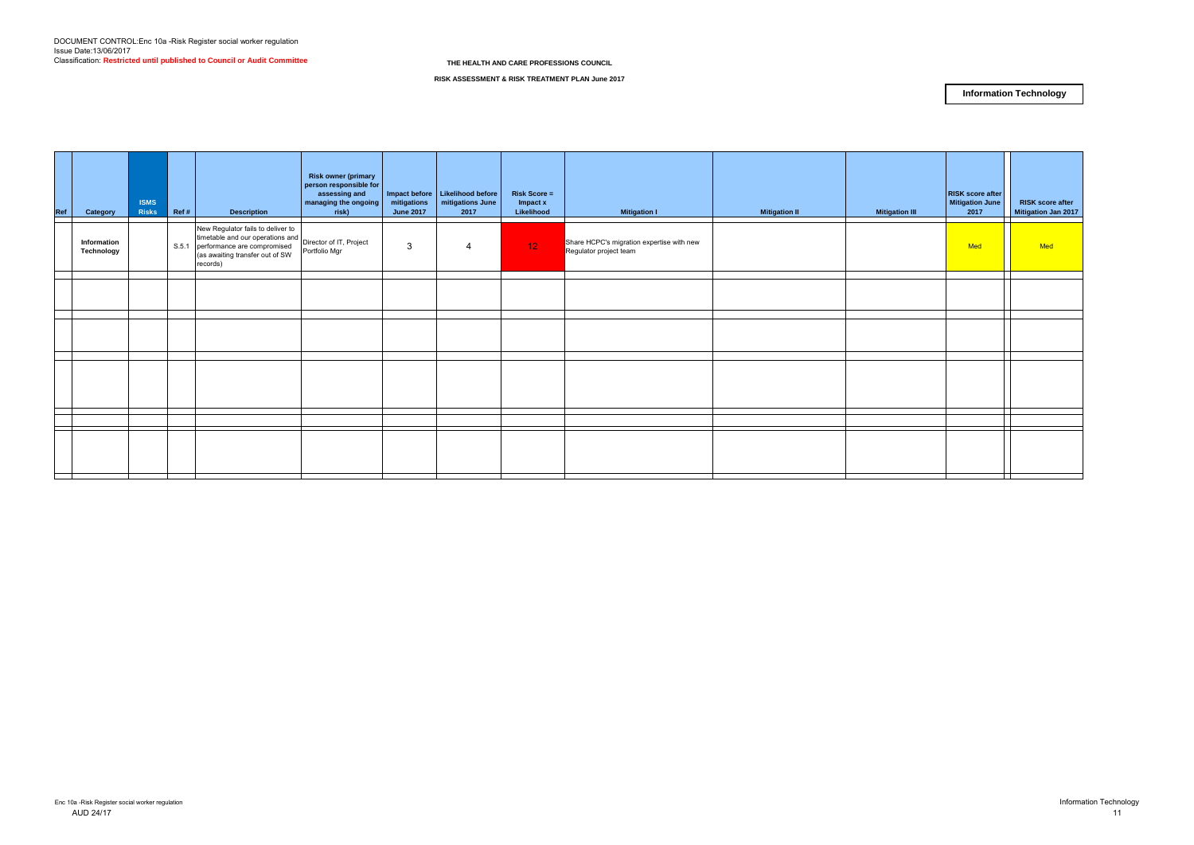DOCUMENT CONTROL:Enc 10a -Risk Register social worker regulation
Issue Date:13/06/2017
Classification: **Restricted until published to Council or Audit Committee**

**THE HEALTH AND CARE PROFESSIONS COUNCIL**

**RISK ASSESSMENT & RISK TREATMENT PLAN June 2017**

**Information Technology**

| Ref | Category | ISMS Risks | Ref # | Description | Risk owner (primary person responsible for assessing and managing the ongoing risk) | Impact before mitigations June 2017 | Likelihood before mitigations June 2017 | Risk Score = Impact x Likelihood | Mitigation I | Mitigation II | Mitigation III | RISK score after Mitigation June 2017 | RISK score after Mitigation Jan 2017 |
|---|---|---|---|---|---|---|---|---|---|---|---|---|---|
| | **Information Technology** | | S.5.1 | New Regulator fails to deliver to timetable and our operations and performance are compromised (as awaiting transfer out of SW records) | Director of IT, Project Portfolio Mgr | 3 | 4 | 12 | Share HCPC's migration expertise with new Regulator project team | | | Med | Med |
| | | | | | | | | | | | | | |
| | | | | | | | | | | | | | |
| | | | | | | | | | | | | | |
| | | | | | | | | | | | | | |
| | | | | | | | | | | | | | |

Enc 10a -Risk Register social worker regulation
AUD 24/17

Information Technology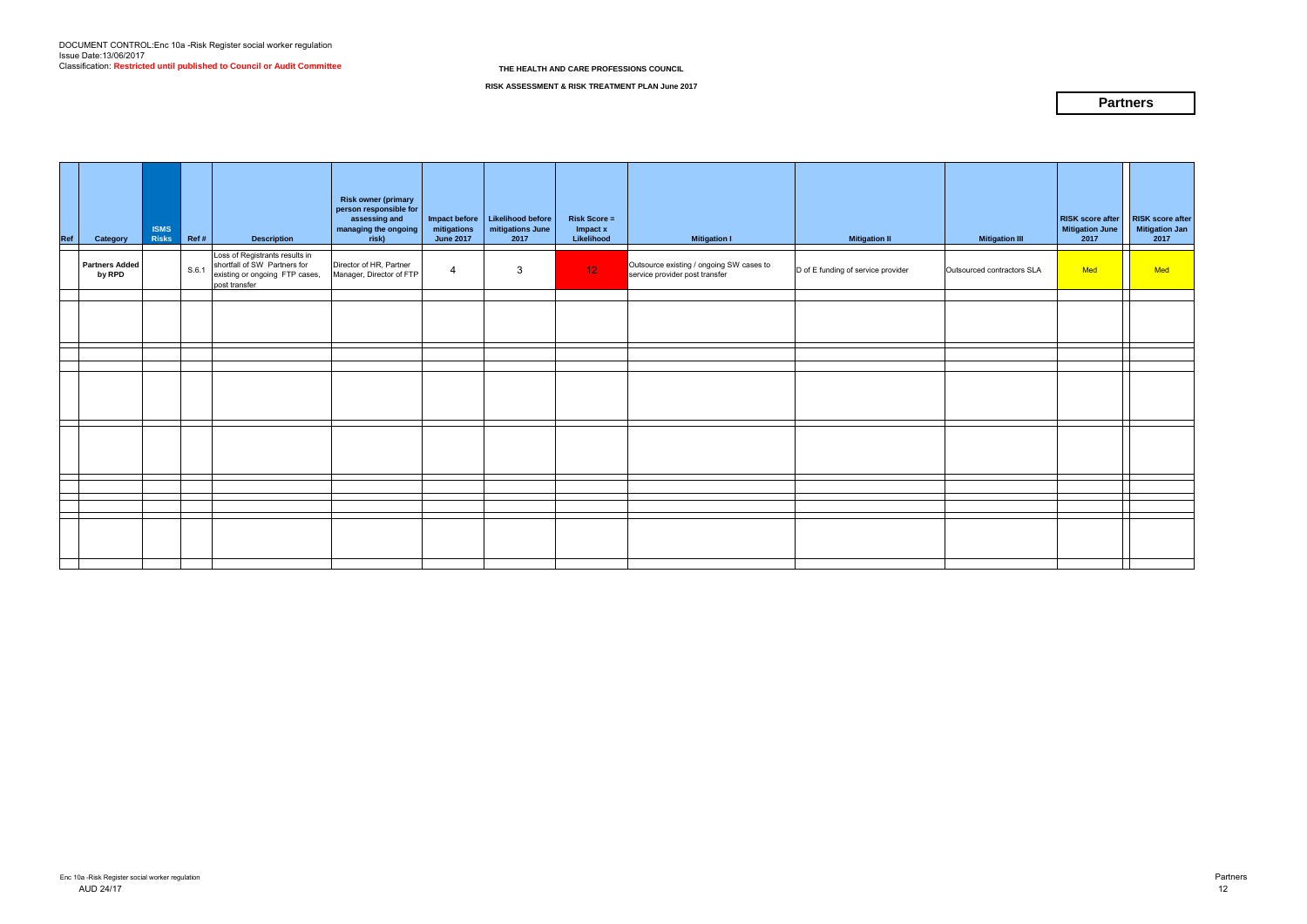DOCUMENT CONTROL:Enc 10a -Risk Register social worker regulation
Issue Date:13/06/2017
Classification: **Restricted until published to Council or Audit Committee**

**THE HEALTH AND CARE PROFESSIONS COUNCIL**

**RISK ASSESSMENT & RISK TREATMENT PLAN June 2017**

# Partners

| Ref | Category | ISMS Risks | Ref # | Description | Risk owner (primary person responsible for assessing and managing the ongoing risk) | Impact before mitigations June 2017 | Likelihood before mitigations June 2017 | Risk Score = Impact x Likelihood | Mitigation I | Mitigation II | Mitigation III | RISK score after Mitigation June 2017 | RISK score after Mitigation Jan 2017 |
|---|---|---|---|---|---|---|---|---|---|---|---|---|---|
| | **Partners Added by RPD** | | S.6.1 | Loss of Registrants results in shortfall of SW Partners for existing or ongoing FTP cases, post transfer | Director of HR, Partner Manager, Director of FTP | 4 | 3 | 12 | Outsource existing / ongoing SW cases to service provider post transfer | D of E funding of service provider | Outsourced contractors SLA | Med | Med |

Enc 10a -Risk Register social worker regulation
AUD 24/17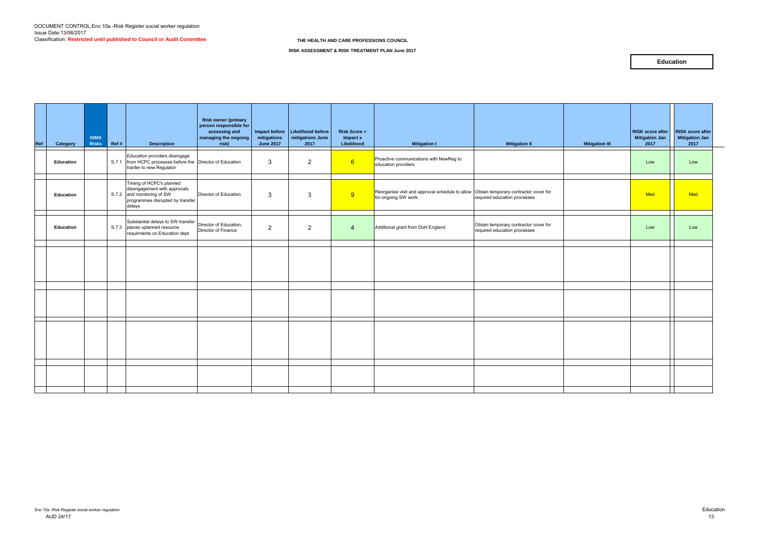DOCUMENT CONTROL:Enc 10a -Risk Register social worker regulation
Issue Date:13/06/2017
Classification: **Restricted until published to Council or Audit Committee**

**THE HEALTH AND CARE PROFESSIONS COUNCIL**

**RISK ASSESSMENT & RISK TREATMENT PLAN June 2017**

**Education**

| Ref | Category | ISMS Risks | Ref # | Description | Risk owner (primary person responsible for assessing and managing the ongoing risk) | Impact before mitigations June 2017 | Likelihood before mitigations June 2017 | Risk Score = Impact x Likelihood | Mitigation I | Mitigation II | Mitigation III | RISK score after Mitigation Jan 2017 | RISK score after Mitigation Jan 2017 |
|---|---|---|---|---|---|---|---|---|---|---|---|---|---|
| | Education | | S.7.1 | Education providers disengage from HCPC processes before the tranfer to new Regulator | Director of Education | 3 | 2 | 6 | Proactive communications with NewReg to education providers | | | Low | Low |
| | Education | | S.7.2 | Timing of HCPC's planned disengagement with approvals and monitoring of SW programmes disrupted by transfer delays | Director of Education | 3 | 3 | 9 | Reorganise visit and approval schedule to allow for ongoing SW work. | Obtain temporary contractor cover for required education processes | | Med | Med |
| | Education | | S.7.3 | Substantial delays to SW transfer places uplanned resource requirments on Education dept | Director of Education, Director of Finance | 2 | 2 | 4 | Additional grant from DoH England | Obtain temporary contractor cover for required education processes | | Low | Low |
| | | | | | | | | | | | | | |
| | | | | | | | | | | | | | |
| | | | | | | | | | | | | | |
| | | | | | | | | | | | | | |

Enc 10a -Risk Register social worker regulation
AUD 24/17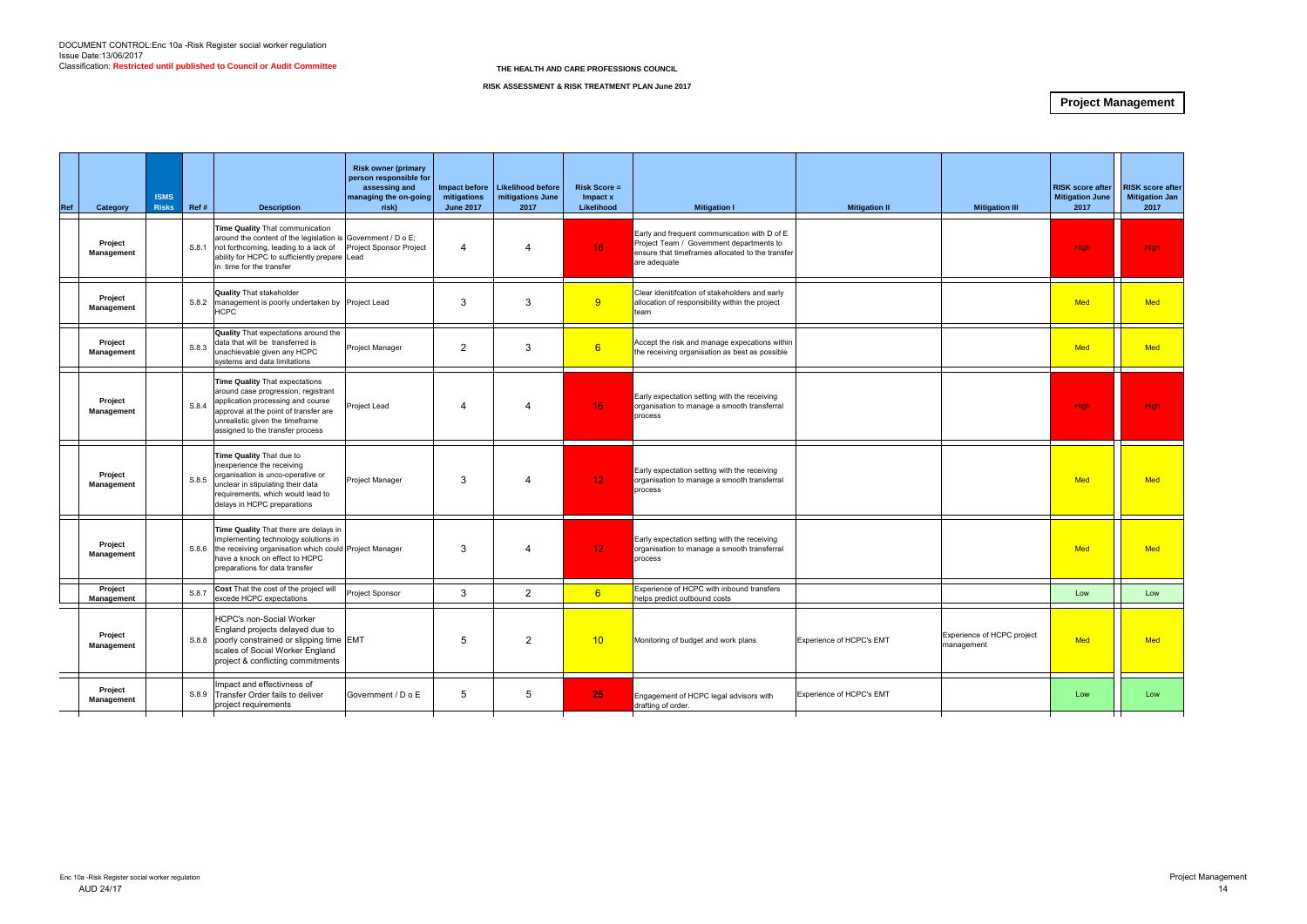DOCUMENT CONTROL:Enc 10a -Risk Register social worker regulation
Issue Date:13/06/2017
Classification: **Restricted until published to Council or Audit Committee**

**THE HEALTH AND CARE PROFESSIONS COUNCIL**

**RISK ASSESSMENT & RISK TREATMENT PLAN June 2017**

**Project Management**

| Ref | Category | ISMS Risks | Ref # | Description | Risk owner (primary person responsible for assessing and managing the on-going risk) | Impact before mitigations June 2017 | Likelihood before mitigations June 2017 | Risk Score = Impact x Likelihood | Mitigation I | Mitigation II | Mitigation III | RISK score after Mitigation June 2017 | RISK score after Mitigation Jan 2017 |
|---|---|---|---|---|---|---|---|---|---|---|---|---|---|
| | Project Management | | S.8.1 | **Time Quality** That communication around the content of the legislation is not forthcoming, leading to a lack of ability for HCPC to sufficiently prepare in time for the transfer | Government / D o E; Project Sponsor Project Lead | 4 | 4 | 16 | Early and frequent communication with D of E Project Team / Government departments to ensure that timeframes allocated to the transfer are adequate | | | High | High |
| | Project Management | | S.8.2 | **Quality** That stakeholder management is poorly undertaken by HCPC | Project Lead | 3 | 3 | 9 | Clear idenitifcation of stakeholders and early allocation of responsibility within the project team | | | Med | Med |
| | Project Management | | S.8.3 | **Quality** That expectations around the data that will be transferred is unachievable given any HCPC systems and data limitations | Project Manager | 2 | 3 | 6 | Accept the risk and manage expecations within the receiving organisation as best as possible | | | Med | Med |
| | Project Management | | S.8.4 | **Time Quality** That expectations around case progression, registrant application processing and course approval at the point of transfer are unrealistic given the timeframe assigned to the transfer process | Project Lead | 4 | 4 | 16 | Early expectation setting with the receiving organisation to manage a smooth transferral process | | | High | High |
| | Project Management | | S.8.5 | **Time Quality** That due to inexperience the receiving organisation is unco-operative or unclear in stipulating their data requirements, which would lead to delays in HCPC preparations | Project Manager | 3 | 4 | 12 | Early expectation setting with the receiving organisation to manage a smooth transferral process | | | Med | Med |
| | Project Management | | S.8.6 | **Time Quality** That there are delays in implementing technology solutions in the receiving organisation which could have a knock on effect to HCPC preparations for data transfer | Project Manager | 3 | 4 | 12 | Early expectation setting with the receiving organisation to manage a smooth transferral process | | | Med | Med |
| | Project Management | | S.8.7 | **Cost** That the cost of the project will excede HCPC expectations | Project Sponsor | 3 | 2 | 6 | Experience of HCPC with inbound transfers helps predict outbound costs | | | Low | Low |
| | Project Management | | S.8.8 | HCPC's non-Social Worker England projects delayed due to poorly constrained or slipping time scales of Social Worker England project & conflicting commitments | EMT | 5 | 2 | 10 | Monitoring of budget and work plans | Experience of HCPC's EMT | Experience of HCPC project management | Med | Med |
| | Project Management | | S.8.9 | Impact and effectivness of Transfer Order fails to deliver project requirements | Government / D o E | 5 | 5 | 25 | Engagement of HCPC legal advisors with drafting of order. | Experience of HCPC's EMT | | Low | Low |

Enc 10a -Risk Register social worker regulation
AUD 24/17

Project Management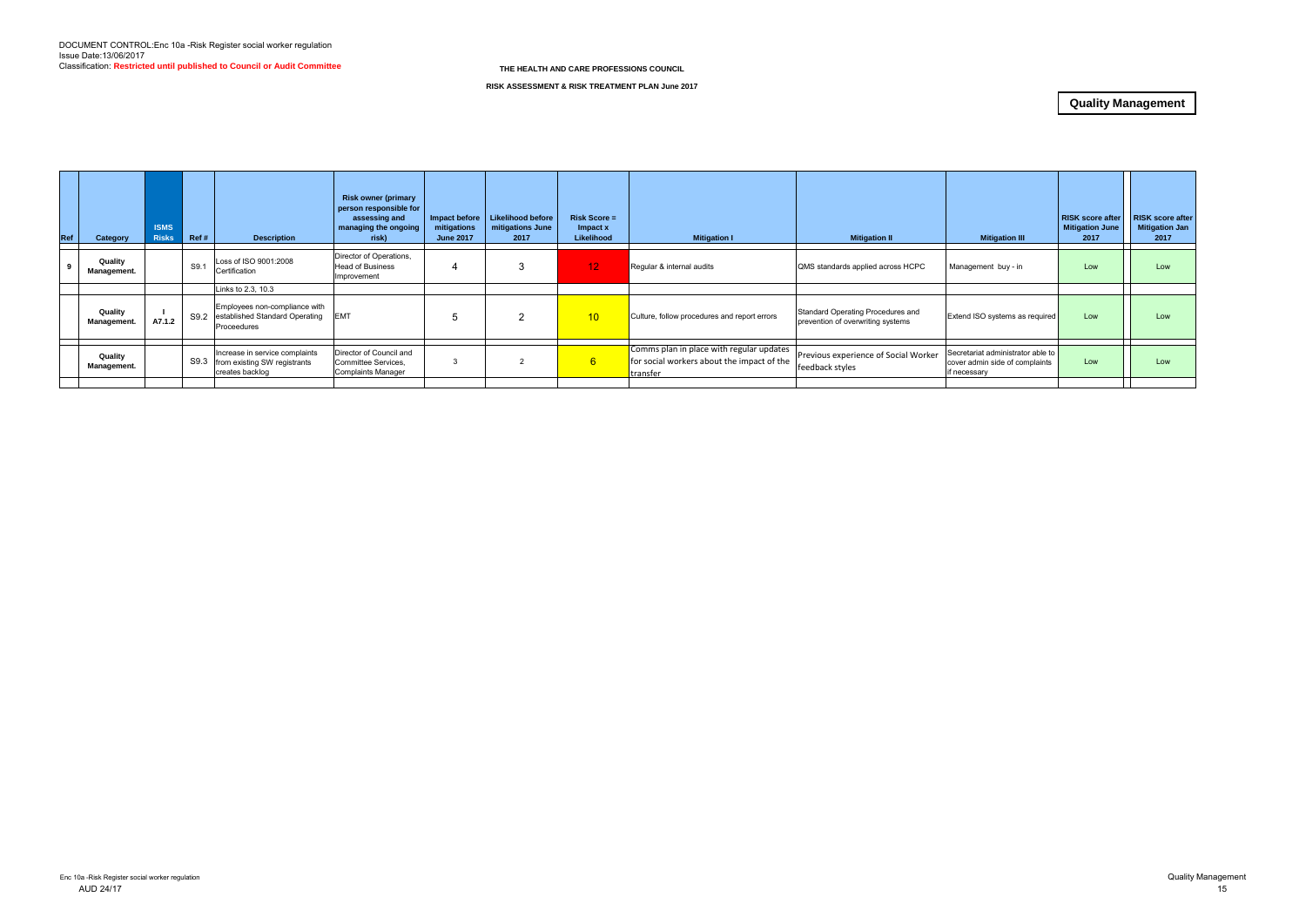DOCUMENT CONTROL:Enc 10a -Risk Register social worker regulation
Issue Date:13/06/2017
Classification: **Restricted until published to Council or Audit Committee**

**THE HEALTH AND CARE PROFESSIONS COUNCIL**

**RISK ASSESSMENT & RISK TREATMENT PLAN June 2017**

**Quality Management**

| Ref | Category | ISMS Risks | Ref # | Description | Risk owner (primary person responsible for assessing and managing the ongoing risk) | Impact before mitigations June 2017 | Likelihood before mitigations June 2017 | Risk Score = Impact x Likelihood | Mitigation I | Mitigation II | Mitigation III | RISK score after Mitigation June 2017 | RISK score after Mitigation Jan 2017 |
|---|---|---|---|---|---|---|---|---|---|---|---|---|---|
| 9 | Quality Management. | | S9.1 | Loss of ISO 9001:2008 Certification | Director of Operations, Head of Business Improvement | 4 | 3 | 12 | Regular & internal audits | QMS standards applied across HCPC | Management buy - in | Low | Low |
| | | | | Links to 2.3, 10.3 | | | | | | | | | |
| | Quality Management. | I A7.1.2 | S9.2 | Employees non-compliance with established Standard Operating Proceedures | EMT | 5 | 2 | 10 | Culture, follow procedures and report errors | Standard Operating Procedures and prevention of overwriting systems | Extend ISO systems as required | Low | Low |
| | Quality Management. | | S9.3 | Increase in service complaints from existing SW registrants creates backlog | Director of Council and Committee Services, Complaints Manager | 3 | 2 | 6 | Comms plan in place with regular updates for social workers about the impact of the transfer | Previous experience of Social Worker feedback styles | Secretariat administrator able to cover admin side of complaints if necessary | Low | Low |

Enc 10a -Risk Register social worker regulation
AUD 24/17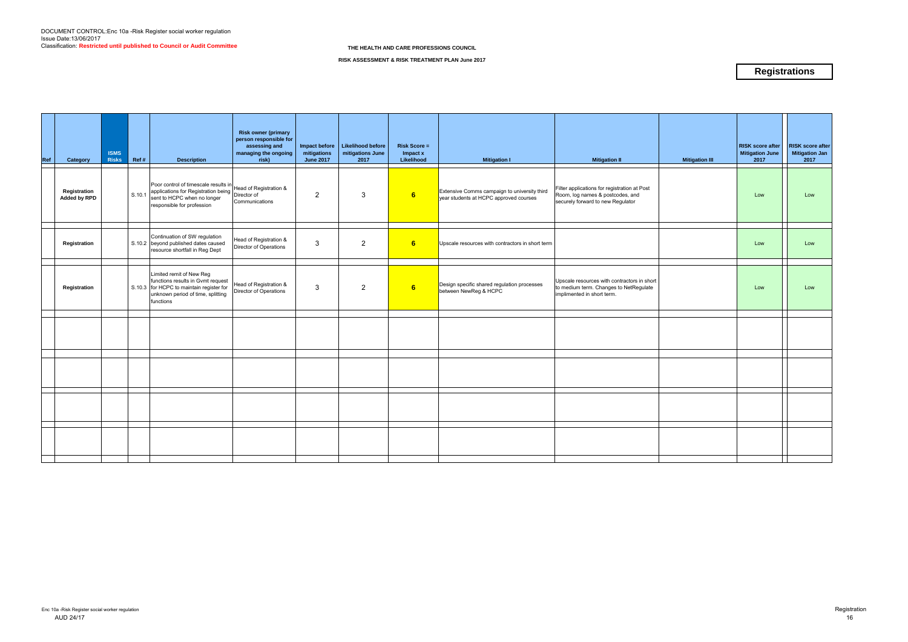DOCUMENT CONTROL:Enc 10a -Risk Register social worker regulation
Issue Date:13/06/2017
Classification: **Restricted until published to Council or Audit Committee**

**THE HEALTH AND CARE PROFESSIONS COUNCIL**

**RISK ASSESSMENT & RISK TREATMENT PLAN June 2017**

# Registrations

| Ref | Category | ISMS Risks | Ref # | Description | Risk owner (primary person responsible for assessing and managing the ongoing risk) | Impact before mitigations June 2017 | Likelihood before mitigations June 2017 | Risk Score = Impact x Likelihood | Mitigation I | Mitigation II | Mitigation III | RISK score after Mitigation June 2017 | RISK score after Mitigation Jan 2017 |
|---|---|---|---|---|---|---|---|---|---|---|---|---|---|
| | **Registration Added by RPD** | | S.10.1 | Poor control of timescale results in applications for Registration being sent to HCPC when no longer responsible for profession | Head of Registration & Director of Communications | 2 | 3 | **6** | Extensive Comms campaign to university third year students at HCPC approved courses | Filter applications for registration at Post Room, log names & postcodes, and securely forward to new Regulator | | Low | Low |
| | **Registration** | | S.10.2 | Continuation of SW regulation beyond published dates caused resource shortfall in Reg Dept | Head of Registration & Director of Operations | 3 | 2 | **6** | Upscale resources with contractors in short term | | | Low | Low |
| | **Registration** | | S.10.3 | Limited remit of New Reg functions results in Gvmt request for HCPC to maintain register for unknown period of time, splitting functions | Head of Registration & Director of Operations | 3 | 2 | **6** | Design specific shared regulation processes between NewReg & HCPC | Upscale resources with contractors in short to medium term. Changes to NetRegulate implimented in short term. | | Low | Low |
| | | | | | | | | | | | | | |
| | | | | | | | | | | | | | |
| | | | | | | | | | | | | | |
| | | | | | | | | | | | | | |

Enc 10a -Risk Register social worker regulation
AUD 24/17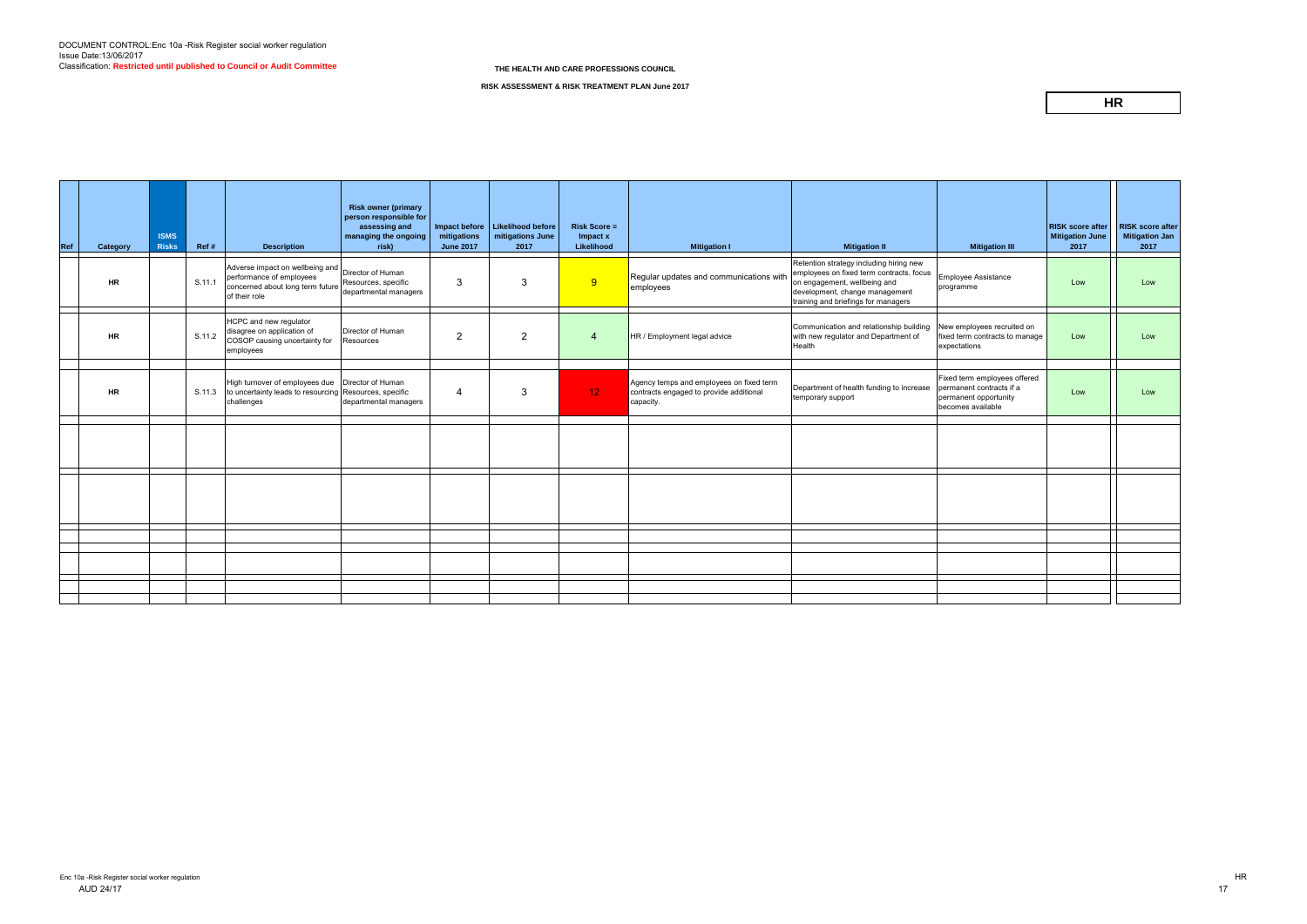DOCUMENT CONTROL:Enc 10a -Risk Register social worker regulation
Issue Date:13/06/2017
Classification: **Restricted until published to Council or Audit Committee**

**THE HEALTH AND CARE PROFESSIONS COUNCIL**

**RISK ASSESSMENT & RISK TREATMENT PLAN June 2017**

**HR**

| Ref | Category | ISMS Risks | Ref # | Description | Risk owner (primary person responsible for assessing and managing the ongoing risk) | Impact before mitigations June 2017 | Likelihood before mitigations June 2017 | Risk Score = Impact x Likelihood | Mitigation I | Mitigation II | Mitigation III | RISK score after Mitigation June 2017 | RISK score after Mitigation Jan 2017 |
|---|---|---|---|---|---|---|---|---|---|---|---|---|---|
| | HR | | S.11.1 | Adverse impact on wellbeing and performance of employees concerned about long term future of their role | Director of Human Resources, specific departmental managers | 3 | 3 | 9 | Regular updates and communications with employees | Retention strategy including hiring new employees on fixed term contracts, focus on engagement, wellbeing and development, change management training and briefings for managers | Employee Assistance programme | Low | Low |
| | HR | | S.11.2 | HCPC and new regulator disagree on application of COSOP causing uncertainty for employees | Director of Human Resources | 2 | 2 | 4 | HR / Employment legal advice | Communication and relationship building with new regulator and Department of Health | New employees recruited on fixed term contracts to manage expectations | Low | Low |
| | HR | | S.11.3 | High turnover of employees due to uncertainty leads to resourcing challenges | Director of Human Resources, specific departmental managers | 4 | 3 | 12 | Agency temps and employees on fixed term contracts engaged to provide additional capacity. | Department of health funding to increase temporary support | Fixed term employees offered permanent contracts if a permanent opportunity becomes available | Low | Low |
| | | | | | | | | | | | | | |
| | | | | | | | | | | | | | |
| | | | | | | | | | | | | | |
| | | | | | | | | | | | | | |
| | | | | | | | | | | | | | |
| | | | | | | | | | | | | | |
| | | | | | | | | | | | | | |

Enc 10a -Risk Register social worker regulation
AUD 24/17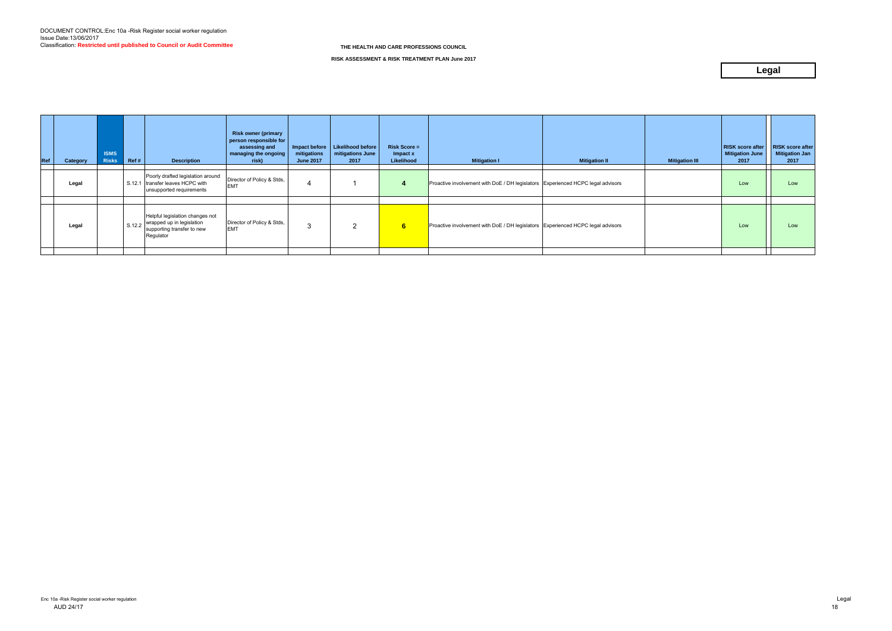DOCUMENT CONTROL:Enc 10a -Risk Register social worker regulation
Issue Date:13/06/2017
Classification: **Restricted until published to Council or Audit Committee**

**THE HEALTH AND CARE PROFESSIONS COUNCIL**

**RISK ASSESSMENT & RISK TREATMENT PLAN June 2017**

# Legal

| Ref | Category | ISMS Risks | Ref # | Description | Risk owner (primary person responsible for assessing and managing the ongoing risk) | Impact before mitigations June 2017 | Likelihood before mitigations June 2017 | Risk Score = Impact x Likelihood | Mitigation I | Mitigation II | Mitigation III | RISK score after Mitigation June 2017 | RISK score after Mitigation Jan 2017 |
|---|---|---|---|---|---|---|---|---|---|---|---|---|---|
| | Legal | | S.12.1 | Poorly drafted legislation around transfer leaves HCPC with unsupported requirements | Director of Policy & Stds, EMT | 4 | 1 | 4 | Proactive involvement with DoE / DH legislators | Experienced HCPC legal advisors | | Low | Low |
| | Legal | | S.12.2 | Helpful legislation changes not wrapped up in legislation supporting transfer to new Regulator | Director of Policy & Stds, EMT | 3 | 2 | 6 | Proactive involvement with DoE / DH legislators | Experienced HCPC legal advisors | | Low | Low |

Enc 10a -Risk Register social worker regulation
AUD 24/17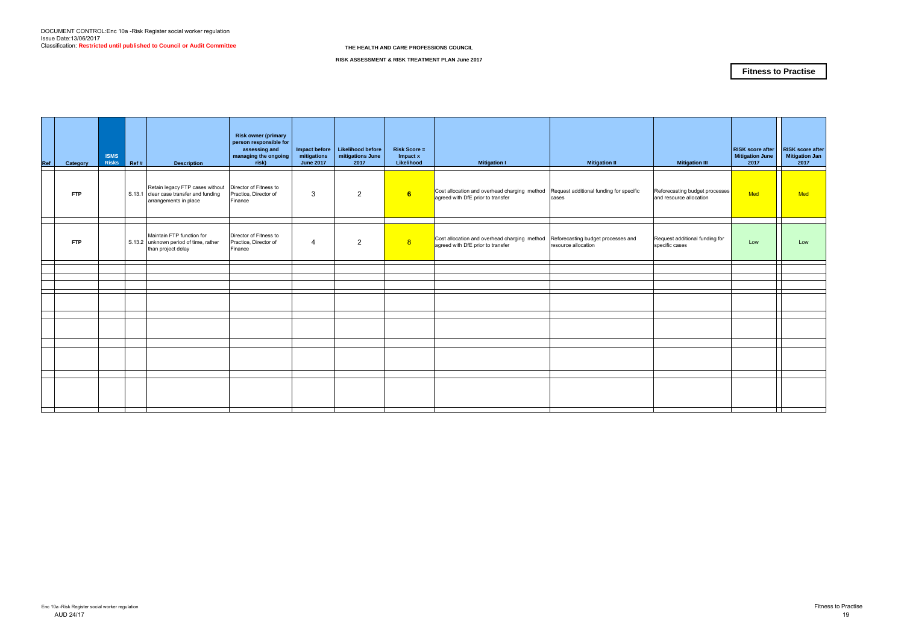DOCUMENT CONTROL:Enc 10a -Risk Register social worker regulation
Issue Date:13/06/2017
Classification: **Restricted until published to Council or Audit Committee**

**THE HEALTH AND CARE PROFESSIONS COUNCIL**

**RISK ASSESSMENT & RISK TREATMENT PLAN June 2017**

**Fitness to Practise**

| Ref | Category | ISMS Risks | Ref # | Description | Risk owner (primary person responsible for assessing and managing the ongoing risk) | Impact before mitigations June 2017 | Likelihood before mitigations June 2017 | Risk Score = Impact x Likelihood | Mitigation I | Mitigation II | Mitigation III | RISK score after Mitigation June 2017 | RISK score after Mitigation Jan 2017 |
|---|---|---|---|---|---|---|---|---|---|---|---|---|---|
| | FTP | | S.13.1 | Retain legacy FTP cases without clear case transfer and funding arrangements in place | Director of Fitness to Practice, Director of Finance | 3 | 2 | 6 | Cost allocation and overhead charging method agreed with DfE prior to transfer | Request additional funding for specific cases | Reforecasting budget processes and resource allocation | Med | Med |
| | FTP | | S.13.2 | Maintain FTP function for unknown period of time, rather than project delay | Director of Fitness to Practice, Director of Finance | 4 | 2 | 8 | Cost allocation and overhead charging method agreed with DfE prior to transfer | Reforecasting budget processes and resource allocation | Request additional funding for specific cases | Low | Low |

Enc 10a -Risk Register social worker regulation
AUD 24/17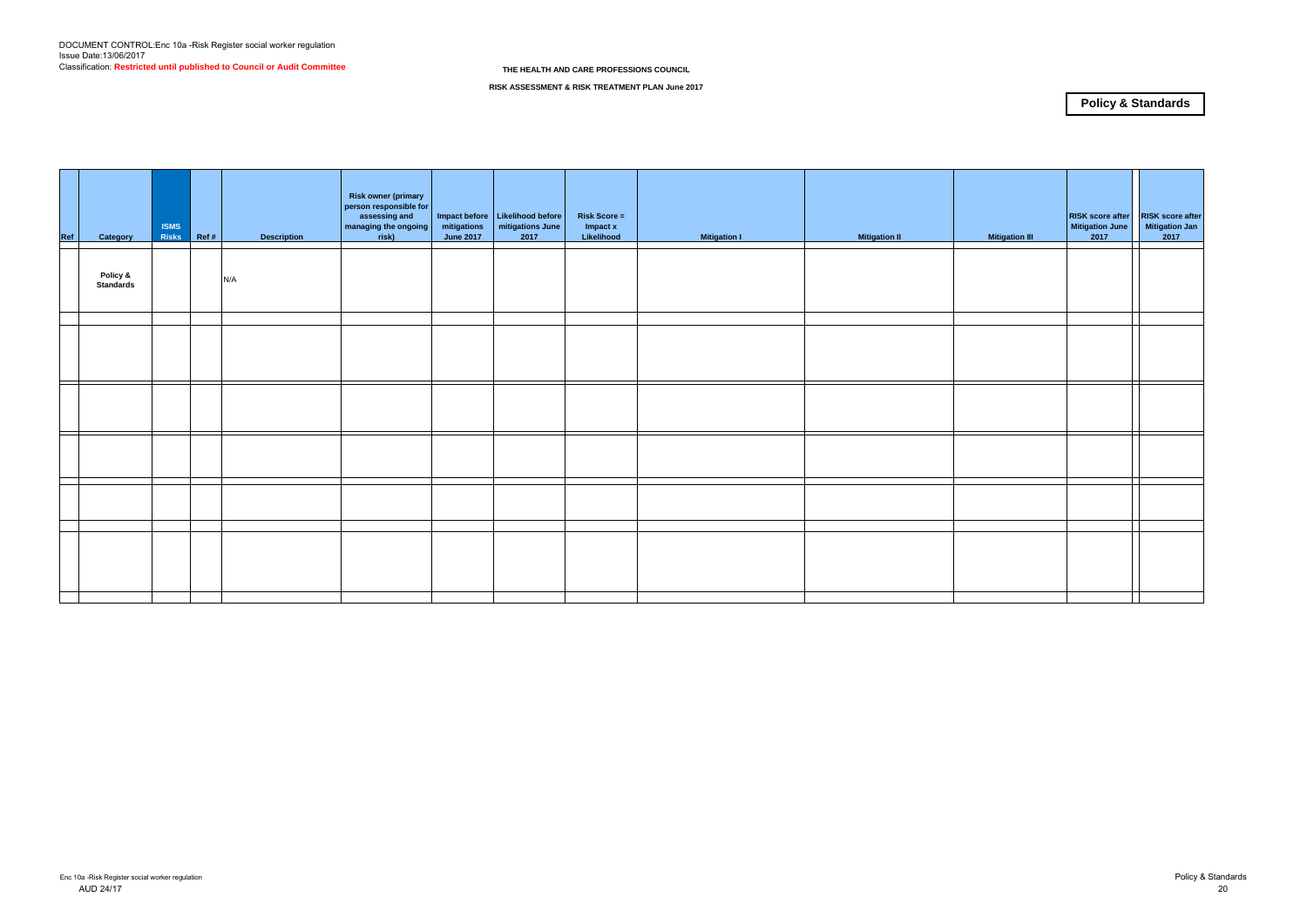DOCUMENT CONTROL:Enc 10a -Risk Register social worker regulation
Issue Date:13/06/2017
Classification: **Restricted until published to Council or Audit Committee**

**THE HEALTH AND CARE PROFESSIONS COUNCIL**

**RISK ASSESSMENT & RISK TREATMENT PLAN June 2017**

## Policy & Standards

| Ref | Category | ISMS Risks | Ref # | Description | Risk owner (primary person responsible for assessing and managing the ongoing risk) | Impact before mitigations June 2017 | Likelihood before mitigations June 2017 | Risk Score = Impact x Likelihood | Mitigation I | Mitigation II | Mitigation III | RISK score after Mitigation June 2017 | RISK score after Mitigation Jan 2017 |
|---|---|---|---|---|---|---|---|---|---|---|---|---|---|
| | **Policy & Standards** | | | N/A | | | | | | | | | |
| | | | | | | | | | | | | | |
| | | | | | | | | | | | | | |
| | | | | | | | | | | | | | |
| | | | | | | | | | | | | | |
| | | | | | | | | | | | | | |
| | | | | | | | | | | | | | |

Enc 10a -Risk Register social worker regulation
AUD 24/17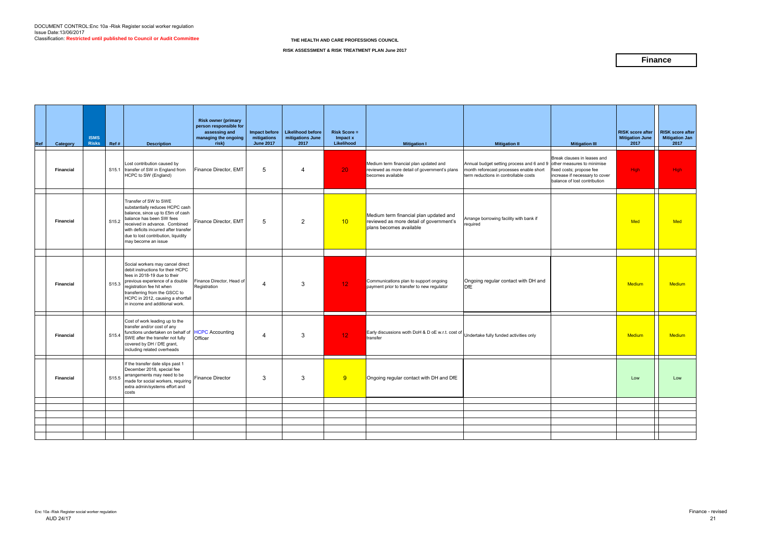DOCUMENT CONTROL:Enc 10a -Risk Register social worker regulation
Issue Date:13/06/2017
Classification: **Restricted until published to Council or Audit Committee**

**THE HEALTH AND CARE PROFESSIONS COUNCIL**

**RISK ASSESSMENT & RISK TREATMENT PLAN June 2017**

## Finance

| Ref | Category | ISMS Risks | Ref # | Description | Risk owner (primary person responsible for assessing and managing the ongoing risk) | Impact before mitigations June 2017 | Likelihood before mitigations June 2017 | Risk Score = Impact x Likelihood | Mitigation I | Mitigation II | Mitigation III | RISK score after Mitigation June 2017 | RISK score after Mitigation Jan 2017 |
|---|---|---|---|---|---|---|---|---|---|---|---|---|---|
| | Financial | | S15.1 | Lost contribution caused by transfer of SW in England from HCPC to SW (England) | Finance Director, EMT | 5 | 4 | 20 | Medium term financial plan updated and reviewed as more detail of government's plans becomes available | Annual budget setting process and 6 and 9 month reforecast processes enable short term reductions in controllable costs | Break clauses in leases and other measures to minimise fixed costs; propose fee increase if necessary to cover balance of lost contribution | High | High |
| | Financial | | S15.2 | Transfer of SW to SWE substantially reduces HCPC cash balance, since up to £5m of cash balance has been SW fees received in advance. Combined with deficits incurred after transfer due to lost contribution, liquidity may become an issue | Finance Director, EMT | 5 | 2 | 10 | Medium term financial plan updated and reviewed as more detail of government's plans becomes available | Arrange borrowing facility with bank if required | | Med | Med |
| | Financial | | S15.3 | Social workers may cancel direct debit instructions for their HCPC fees in 2018-19 due to their previous experience of a double registration fee hit when transferring from the GSCC to HCPC in 2012, causing a shortfall in income and additional work. | Finance Director, Head of Registration | 4 | 3 | 12 | Communications plan to support ongoing payment prior to transfer to new regulator | Ongoing regular contact with DH and DfE | | Medium | Medium |
| | Financial | | S15.4 | Cost of work leading up to the transfer and/or cost of any functions undertaken on behalf of SWE after the transfer not fully covered by DH / DfE grant, including related overheads | HCPC Accounting Officer | 4 | 3 | 12 | Early discussions woth DoH & D oE w.r.t. cost of transfer | Undertake fully funded activities only | | Medium | Medium |
| | Financial | | S15.5 | If the transfer date slips past 1 December 2018, special fee arrangements may need to be made for social workers, requiring extra admin/systems effort and costs | Finance Director | 3 | 3 | 9 | Ongoing regular contact with DH and DfE | | | Low | Low |

Enc 10a -Risk Register social worker regulation
AUD 24/17

Finance - revised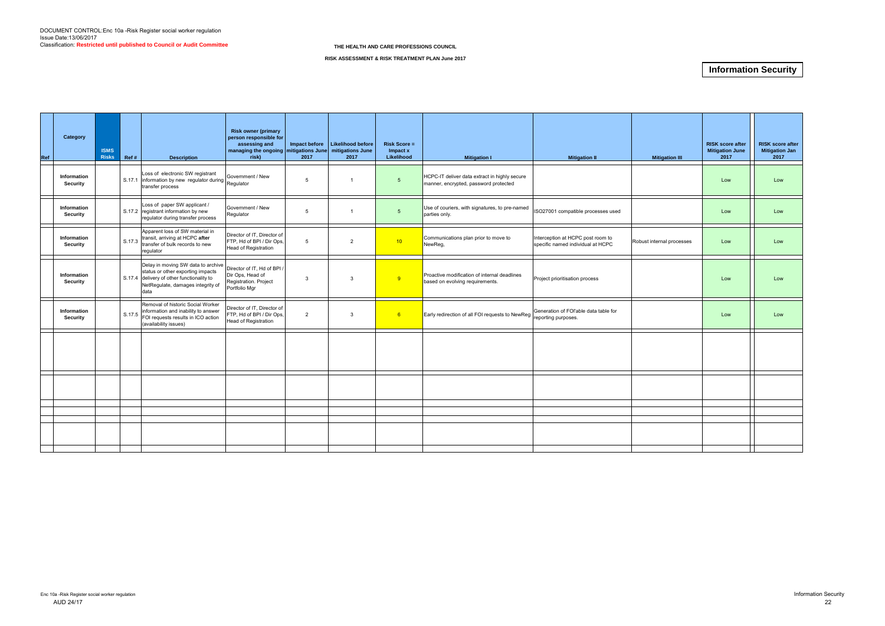DOCUMENT CONTROL:Enc 10a -Risk Register social worker regulation
Issue Date:13/06/2017
Classification: **Restricted until published to Council or Audit Committee**

**THE HEALTH AND CARE PROFESSIONS COUNCIL**

**RISK ASSESSMENT & RISK TREATMENT PLAN June 2017**

# Information Security

| Ref | Category | ISMS Risks | Ref # | Description | Risk owner (primary person responsible for assessing and managing the ongoing risk) | Impact before mitigations June 2017 | Likelihood before mitigations June 2017 | Risk Score = Impact x Likelihood | Mitigation I | Mitigation II | Mitigation III | RISK score after Mitigation June 2017 | RISK score after Mitigation Jan 2017 |
|---|---|---|---|---|---|---|---|---|---|---|---|---|---|
| | Information Security | | S.17.1 | Loss of electronic SW registrant information by new regulator during transfer process | Government / New Regulator | 5 | 1 | 5 | HCPC-IT deliver data extract in highly secure manner, encrypted, password protected | | | Low | Low |
| | Information Security | | S.17.2 | Loss of paper SW applicant / registrant information by new regulator during transfer process | Government / New Regulator | 5 | 1 | 5 | Use of couriers, with signatures, to pre-named parties only. | ISO27001 compatible processes used | | Low | Low |
| | Information Security | | S.17.3 | Apparent loss of SW material in transit, arriving at HCPC **after** transfer of bulk records to new regulator | Director of IT, Director of FTP, Hd of BPI / Dir Ops, Head of Registration | 5 | 2 | 10 | Communications plan prior to move to NewReg, | Interception at HCPC post room to specific named individual at HCPC | Robust internal processes | Low | Low |
| | Information Security | | S.17.4 | Delay in moving SW data to archive status or other exporting impacts delivery of other functionality to NetRegulate, damages integrity of data | Director of IT, Hd of BPI / Dir Ops, Head of Registration. Project Portfolio Mgr | 3 | 3 | 9 | Proactive modification of internal deadlines based on evolving requirements. | Project prioritisation process | | Low | Low |
| | Information Security | | S.17.5 | Removal of historic Social Worker information and inability to answer FOI requests results in ICO action (availability issues) | Director of IT, Director of FTP, Hd of BPI / Dir Ops, Head of Registration | 2 | 3 | 6 | Early redirection of all FOI requests to NewReg | Generation of FOI'able data table for reporting purposes. | | Low | Low |
| | | | | | | | | | | | | | |
| | | | | | | | | | | | | | |
| | | | | | | | | | | | | | |
| | | | | | | | | | | | | | |
| | | | | | | | | | | | | | |
| | | | | | | | | | | | | | |

Enc 10a -Risk Register social worker regulation
AUD 24/17

Information Security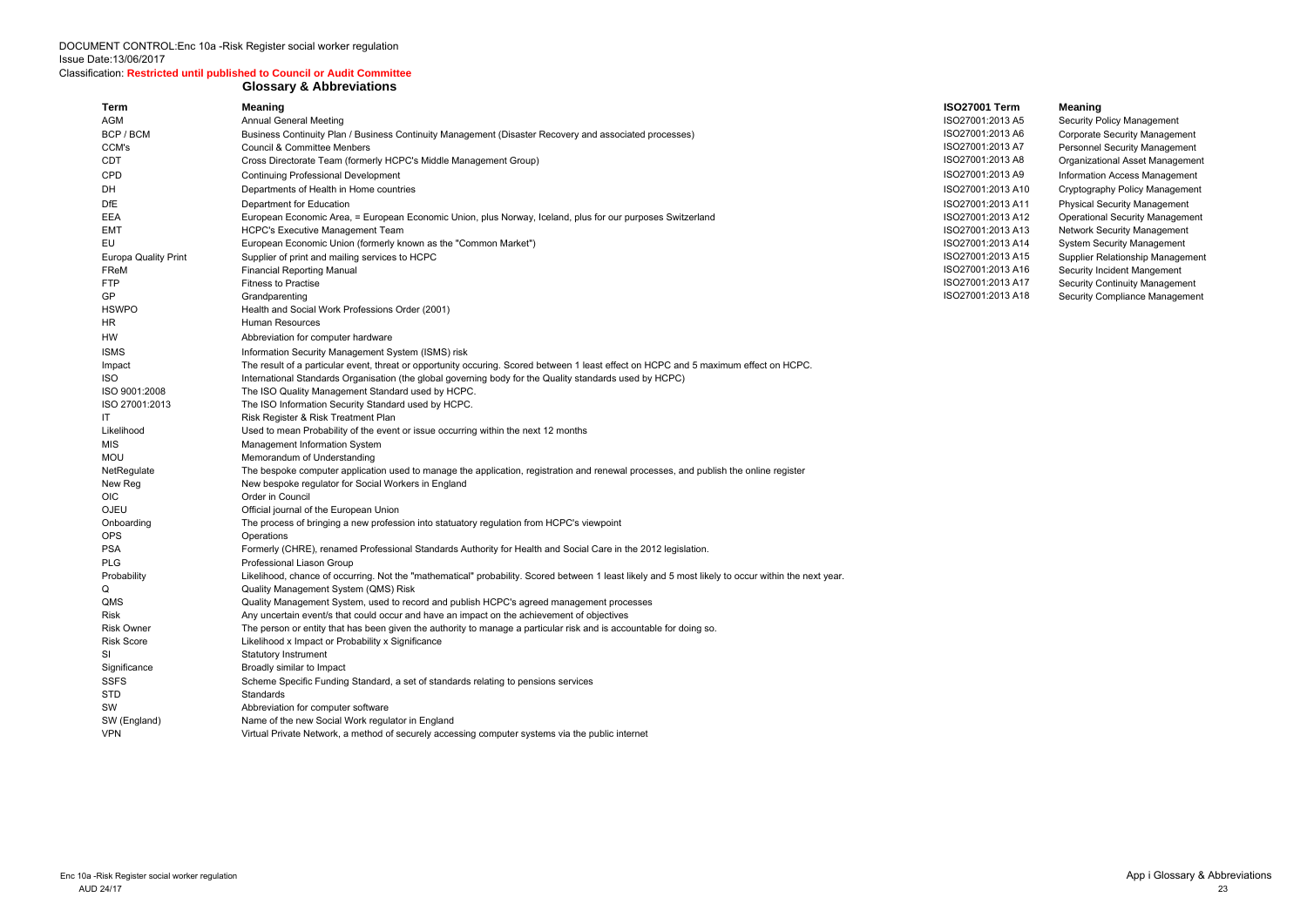DOCUMENT CONTROL:Enc 10a -Risk Register social worker regulation
Issue Date:13/06/2017
Classification: **Restricted until published to Council or Audit Committee**

## Glossary & Abbreviations

| Term | Meaning |
|---|---|
| AGM | Annual General Meeting |
| BCP / BCM | Business Continuity Plan / Business Continuity Management (Disaster Recovery and associated processes) |
| CCM's | Council & Committee Menbers |
| CDT | Cross Directorate Team (formerly HCPC's Middle Management Group) |
| CPD | Continuing Professional Development |
| DH | Departments of Health in Home countries |
| DfE | Department for Education |
| EEA | European Economic Area, = European Economic Union, plus Norway, Iceland, plus for our purposes Switzerland |
| EMT | HCPC's Executive Management Team |
| EU | European Economic Union (formerly known as the "Common Market") |
| Europa Quality Print | Supplier of print and mailing services to HCPC |
| FReM | Financial Reporting Manual |
| FTP | Fitness to Practise |
| GP | Grandparenting |
| HSWPO | Health and Social Work Professions Order (2001) |
| HR | Human Resources |
| HW | Abbreviation for computer hardware |
| ISMS | Information Security Management System (ISMS) risk |
| Impact | The result of a particular event, threat or opportunity occuring. Scored between 1 least effect on HCPC and 5 maximum effect on HCPC. |
| ISO | International Standards Organisation (the global governing body for the Quality standards used by HCPC) |
| ISO 9001:2008 | The ISO Quality Management Standard used by HCPC. |
| ISO 27001:2013 | The ISO Information Security Standard used by HCPC. |
| IT | Risk Register & Risk Treatment Plan |
| Likelihood | Used to mean Probability of the event or issue occurring within the next 12 months |
| MIS | Management Information System |
| MOU | Memorandum of Understanding |
| NetRegulate | The bespoke computer application used to manage the application, registration and renewal processes, and publish the online register |
| New Reg | New bespoke regulator for Social Workers in England |
| OIC | Order in Council |
| OJEU | Official journal of the European Union |
| Onboarding | The process of bringing a new profession into statuatory regulation from HCPC's viewpoint |
| OPS | Operations |
| PSA | Formerly (CHRE), renamed Professional Standards Authority for Health and Social Care in the 2012 legislation. |
| PLG | Professional Liason Group |
| Probability | Likelihood, chance of occurring. Not the "mathematical" probability. Scored between 1 least likely and 5 most likely to occur within the next year. |
| Q | Quality Management System (QMS) Risk |
| QMS | Quality Management System, used to record and publish HCPC's agreed management processes |
| Risk | Any uncertain event/s that could occur and have an impact on the achievement of objectives |
| Risk Owner | The person or entity that has been given the authority to manage a particular risk and is accountable for doing so. |
| Risk Score | Likelihood x Impact or Probability x Significance |
| SI | Statutory Instrument |
| Significance | Broadly similar to Impact |
| SSFS | Scheme Specific Funding Standard, a set of standards relating to pensions services |
| STD | Standards |
| SW | Abbreviation for computer software |
| SW (England) | Name of the new Social Work regulator in England |
| VPN | Virtual Private Network, a method of securely accessing computer systems via the public internet |

| ISO27001 Term | Meaning |
|---|---|
| ISO27001:2013 A5 | Security Policy Management |
| ISO27001:2013 A6 | Corporate Security Management |
| ISO27001:2013 A7 | Personnel Security Management |
| ISO27001:2013 A8 | Organizational Asset Management |
| ISO27001:2013 A9 | Information Access Management |
| ISO27001:2013 A10 | Cryptography Policy Management |
| ISO27001:2013 A11 | Physical Security Management |
| ISO27001:2013 A12 | Operational Security Management |
| ISO27001:2013 A13 | Network Security Management |
| ISO27001:2013 A14 | System Security Management |
| ISO27001:2013 A15 | Supplier Relationship Management |
| ISO27001:2013 A16 | Security Incident Mangement |
| ISO27001:2013 A17 | Security Continuity Management |
| ISO27001:2013 A18 | Security Compliance Management |

Enc 10a -Risk Register social worker regulation
AUD 24/17

App i Glossary & Abbreviations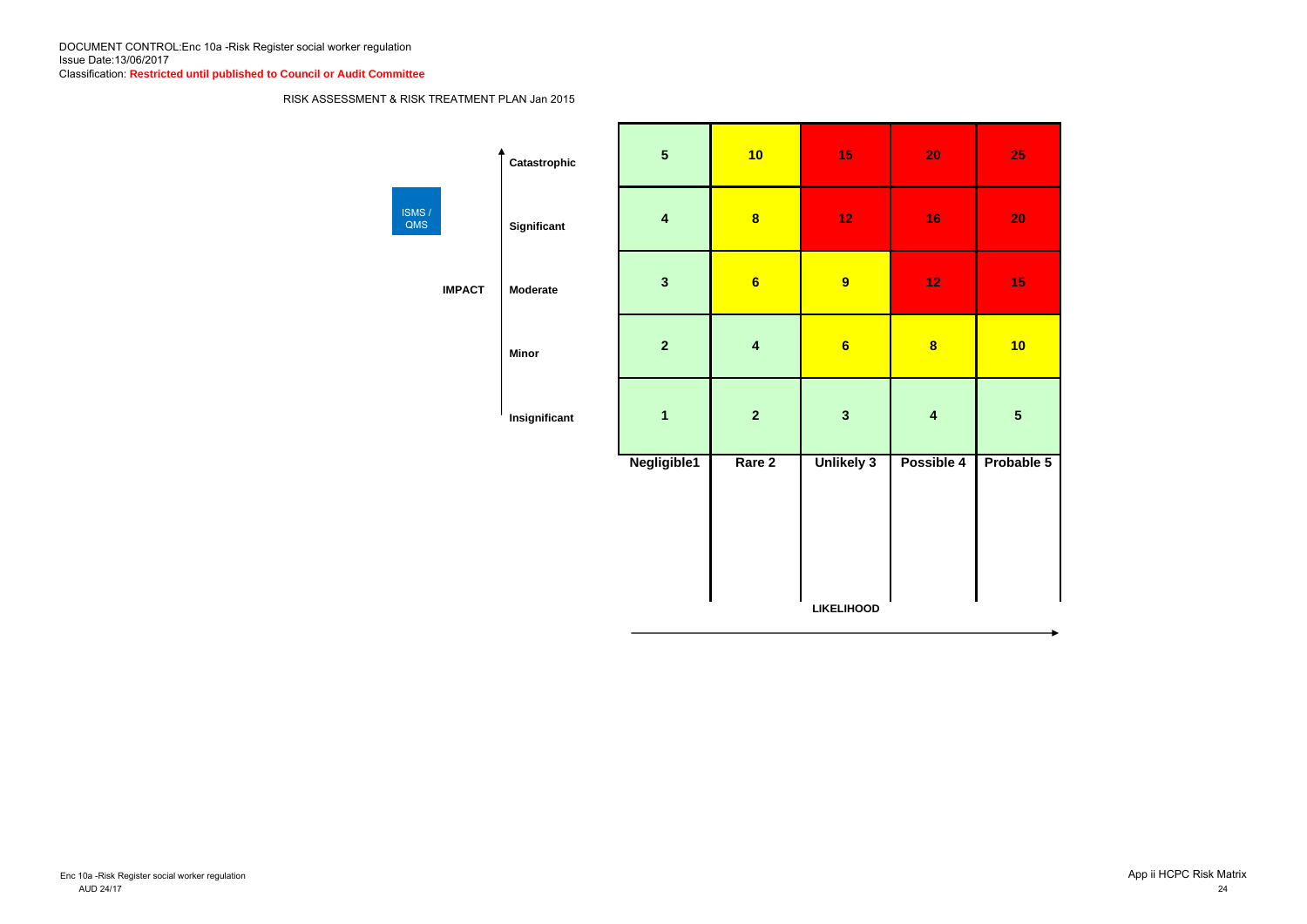DOCUMENT CONTROL:Enc 10a -Risk Register social worker regulation
Issue Date:13/06/2017
Classification: **Restricted until published to Council or Audit Committee**

RISK ASSESSMENT & RISK TREATMENT PLAN Jan 2015

ISMS / QMS

| IMPACT | | | | | | |
|---|---|---|---|---|---|---|
| | Catastrophic | 5 | 10 | 15 | 20 | 25 |
| | Significant | 4 | 8 | 12 | 16 | 20 |
| | Moderate | 3 | 6 | 9 | 12 | 15 |
| | Minor | 2 | 4 | 6 | 8 | 10 |
| | Insignificant | 1 | 2 | 3 | 4 | 5 |
| | | **Negligible1** | **Rare 2** | **Unlikely 3** | **Possible 4** | **Probable 5** |

**LIKELIHOOD**

App ii HCPC Risk Matrix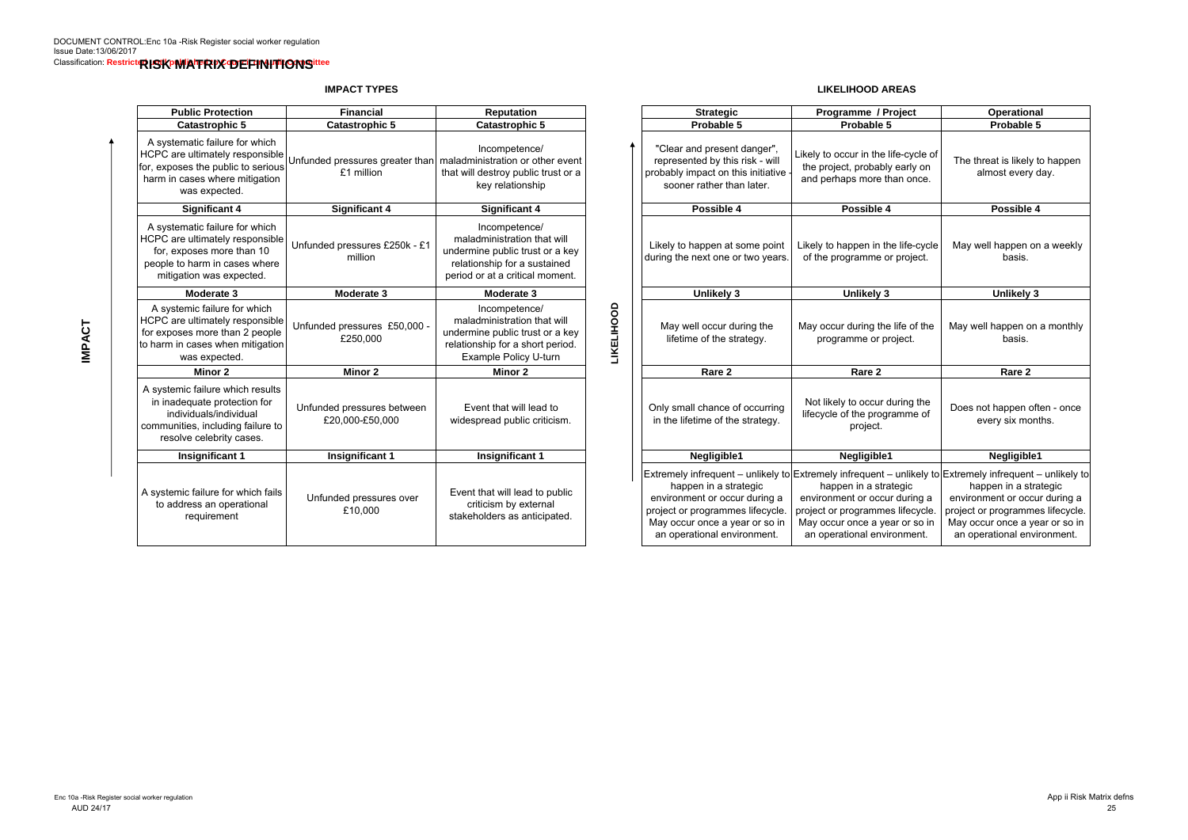DOCUMENT CONTROL:Enc 10a -Risk Register social worker regulation
Issue Date:13/06/2017
Classification: Restricted | RISK MATRIX DEFINITIONS

# RISK MATRIX DEFINITIONS

## IMPACT TYPES

| Public Protection | Financial | Reputation |
|---|---|---|
| **Catastrophic 5** | **Catastrophic 5** | **Catastrophic 5** |
| A systematic failure for which HCPC are ultimately responsible for, exposes the public to serious harm in cases where mitigation was expected. | Unfunded pressures greater than £1 million | Incompetence/ maladministration or other event that will destroy public trust or a key relationship |
| **Significant 4** | **Significant 4** | **Significant 4** |
| A systematic failure for which HCPC are ultimately responsible for, exposes more than 10 people to harm in cases where mitigation was expected. | Unfunded pressures £250k - £1 million | Incompetence/ maladministration that will undermine public trust or a key relationship for a sustained period or at a critical moment. |
| **Moderate 3** | **Moderate 3** | **Moderate 3** |
| A systemic failure for which HCPC are ultimately responsible for exposes more than 2 people to harm in cases when mitigation was expected. | Unfunded pressures £50,000 - £250,000 | Incompetence/ maladministration that will undermine public trust or a key relationship for a short period. Example Policy U-turn |
| **Minor 2** | **Minor 2** | **Minor 2** |
| A systemic failure which results in inadequate protection for individuals/individual communities, including failure to resolve celebrity cases. | Unfunded pressures between £20,000-£50,000 | Event that will lead to widespread public criticism. |
| **Insignificant 1** | **Insignificant 1** | **Insignificant 1** |
| A systemic failure for which fails to address an operational requirement | Unfunded pressures over £10,000 | Event that will lead to public criticism by external stakeholders as anticipated. |

## LIKELIHOOD AREAS

| Strategic | Programme / Project | Operational |
|---|---|---|
| **Probable 5** | **Probable 5** | **Probable 5** |
| "Clear and present danger", represented by this risk - will probably impact on this initiative - sooner rather than later. | Likely to occur in the life-cycle of the project, probably early on and perhaps more than once. | The threat is likely to happen almost every day. |
| **Possible 4** | **Possible 4** | **Possible 4** |
| Likely to happen at some point during the next one or two years. | Likely to happen in the life-cycle of the programme or project. | May well happen on a weekly basis. |
| **Unlikely 3** | **Unlikely 3** | **Unlikely 3** |
| May well occur during the lifetime of the strategy. | May occur during the life of the programme or project. | May well happen on a monthly basis. |
| **Rare 2** | **Rare 2** | **Rare 2** |
| Only small chance of occurring in the lifetime of the strategy. | Not likely to occur during the lifecycle of the programme of project. | Does not happen often - once every six months. |
| **Negligible1** | **Negligible1** | **Negligible1** |
| Extremely infrequent – unlikely to happen in a strategic environment or occur during a project or programmes lifecycle. May occur once a year or so in an operational environment. | Extremely infrequent – unlikely to happen in a strategic environment or occur during a project or programmes lifecycle. May occur once a year or so in an operational environment. | Extremely infrequent – unlikely to happen in a strategic environment or occur during a project or programmes lifecycle. May occur once a year or so in an operational environment. |

Enc 10a -Risk Register social worker regulation
AUD 24/17

App ii Risk Matrix defns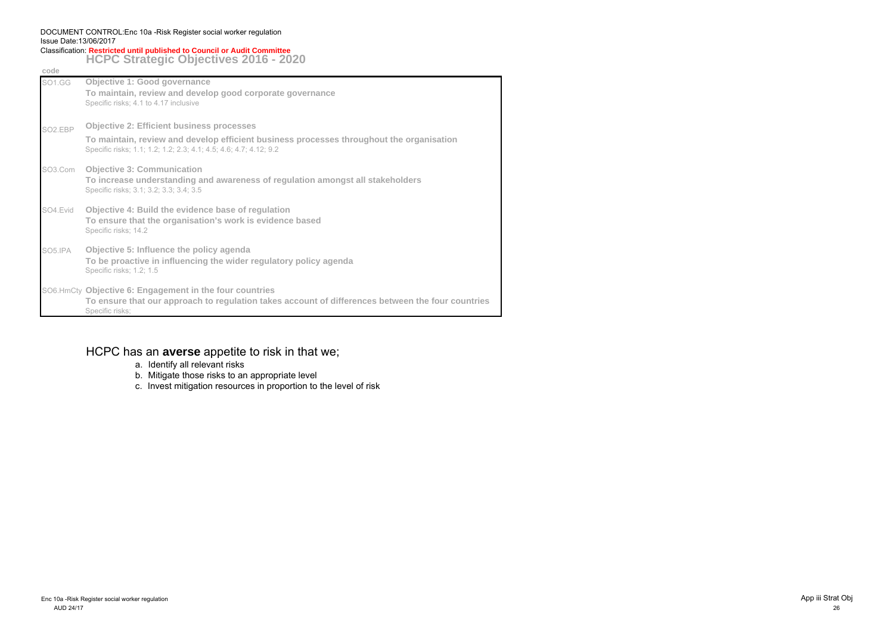DOCUMENT CONTROL:Enc 10a -Risk Register social worker regulation
Issue Date:13/06/2017
Classification: **Restricted until published to Council or Audit Committee**

# HCPC Strategic Objectives 2016 - 2020

| code | |
|---|---|
| SO1.GG | **Objective 1: Good governance**<br>**To maintain, review and develop good corporate governance**<br>Specific risks; 4.1 to 4.17 inclusive |
| SO2.EBP | **Objective 2: Efficient business processes**<br>**To maintain, review and develop efficient business processes throughout the organisation**<br>Specific risks; 1.1; 1.2; 1.2; 2.3; 4.1; 4.5; 4.6; 4.7; 4.12; 9.2 |
| SO3.Com | **Objective 3: Communication**<br>**To increase understanding and awareness of regulation amongst all stakeholders**<br>Specific risks; 3.1; 3.2; 3.3; 3.4; 3.5 |
| SO4.Evid | **Objective 4: Build the evidence base of regulation**<br>**To ensure that the organisation's work is evidence based**<br>Specific risks; 14.2 |
| SO5.IPA | **Objective 5: Influence the policy agenda**<br>**To be proactive in influencing the wider regulatory policy agenda**<br>Specific risks; 1.2; 1.5 |
| SO6.HmCty | **Objective 6: Engagement in the four countries**<br>**To ensure that our approach to regulation takes account of differences between the four countries**<br>Specific risks; |

HCPC has an **averse** appetite to risk in that we;

a. Identify all relevant risks
b. Mitigate those risks to an appropriate level
c. Invest mitigation resources in proportion to the level of risk

Enc 10a -Risk Register social worker regulation
AUD 24/17

App iii Strat Obj